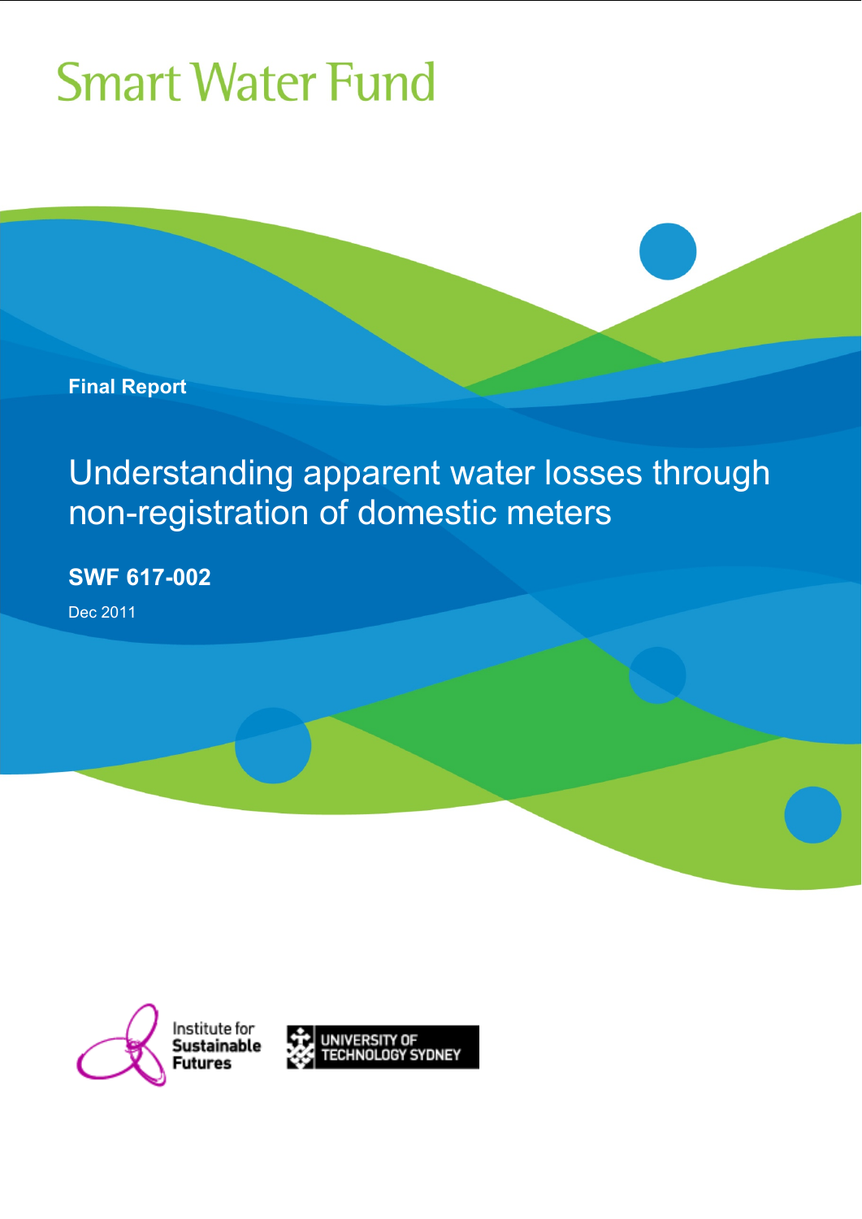# Smart Water Fund

**Final Report**

## Understanding apparent water losses through non-registration of domestic meters

**SWF 617-002**

Dec 2011

Institute for Sustainable Futures

UNIVERSITY OF TECHNOLOGY SYDNEY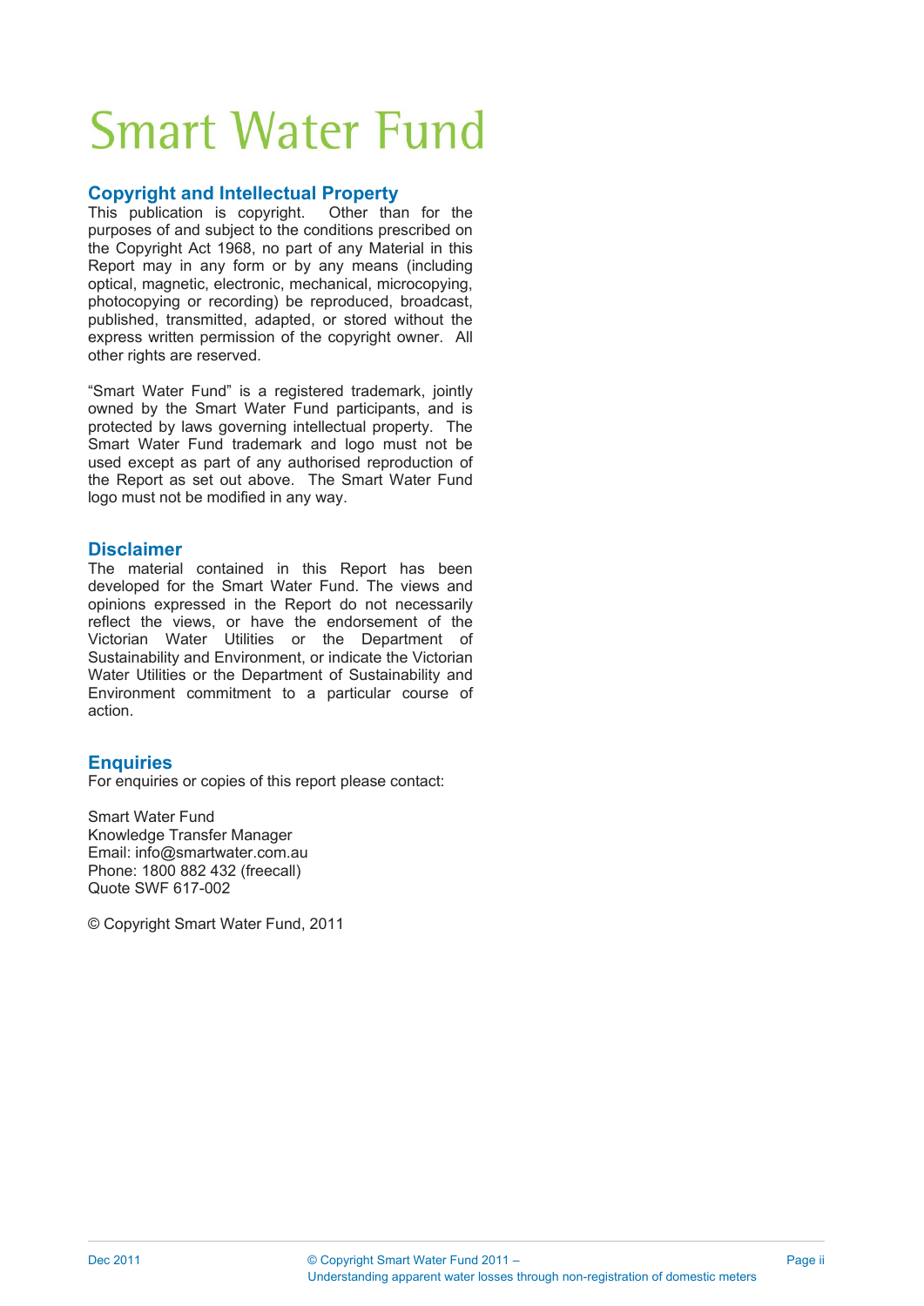# Smart Water Fund

## Copyright and Intellectual Property

This publication is copyright. Other than for the purposes of and subject to the conditions prescribed on the Copyright Act 1968, no part of any Material in this Report may in any form or by any means (including optical, magnetic, electronic, mechanical, microcopying, photocopying or recording) be reproduced, broadcast, published, transmitted, adapted, or stored without the express written permission of the copyright owner. All other rights are reserved.

"Smart Water Fund" is a registered trademark, jointly owned by the Smart Water Fund participants, and is protected by laws governing intellectual property. The Smart Water Fund trademark and logo must not be used except as part of any authorised reproduction of the Report as set out above. The Smart Water Fund logo must not be modified in any way.

## Disclaimer

The material contained in this Report has been developed for the Smart Water Fund. The views and opinions expressed in the Report do not necessarily reflect the views, or have the endorsement of the Victorian Water Utilities or the Department of Sustainability and Environment, or indicate the Victorian Water Utilities or the Department of Sustainability and Environment commitment to a particular course of action.

## Enquiries

For enquiries or copies of this report please contact:

Smart Water Fund
Knowledge Transfer Manager
Email: info@smartwater.com.au
Phone: 1800 882 432 (freecall)
Quote SWF 617-002

© Copyright Smart Water Fund, 2011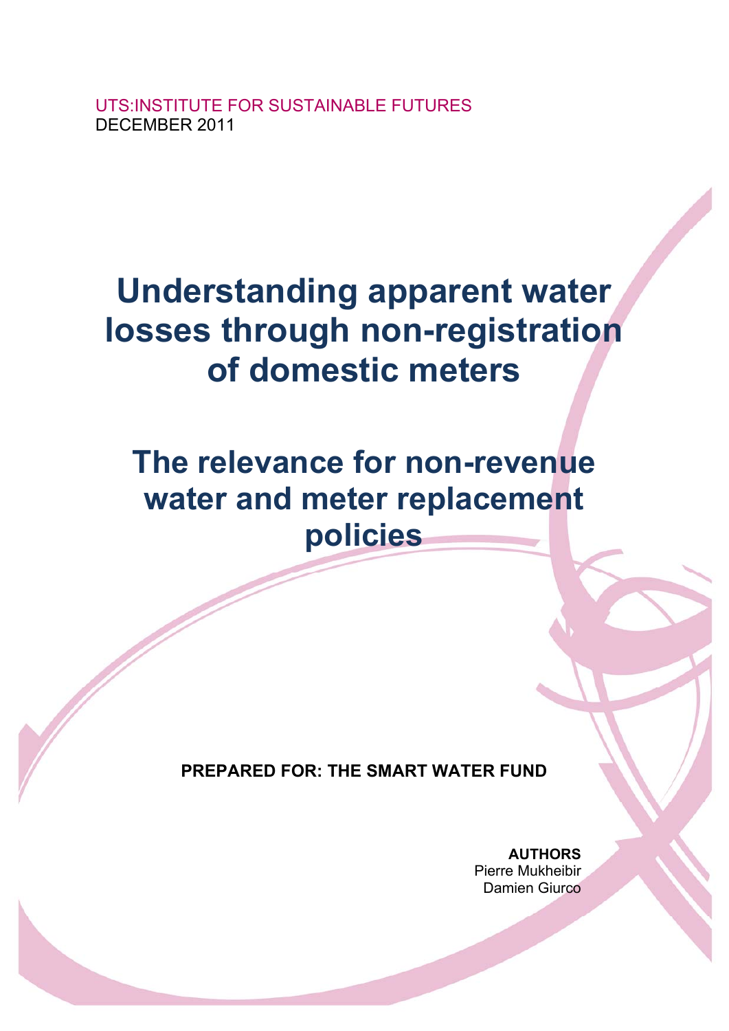UTS:INSTITUTE FOR SUSTAINABLE FUTURES
DECEMBER 2011

# Understanding apparent water losses through non-registration of domestic meters

## The relevance for non-revenue water and meter replacement policies

**PREPARED FOR: THE SMART WATER FUND**

**AUTHORS**
Pierre Mukheibir
Damien Giurco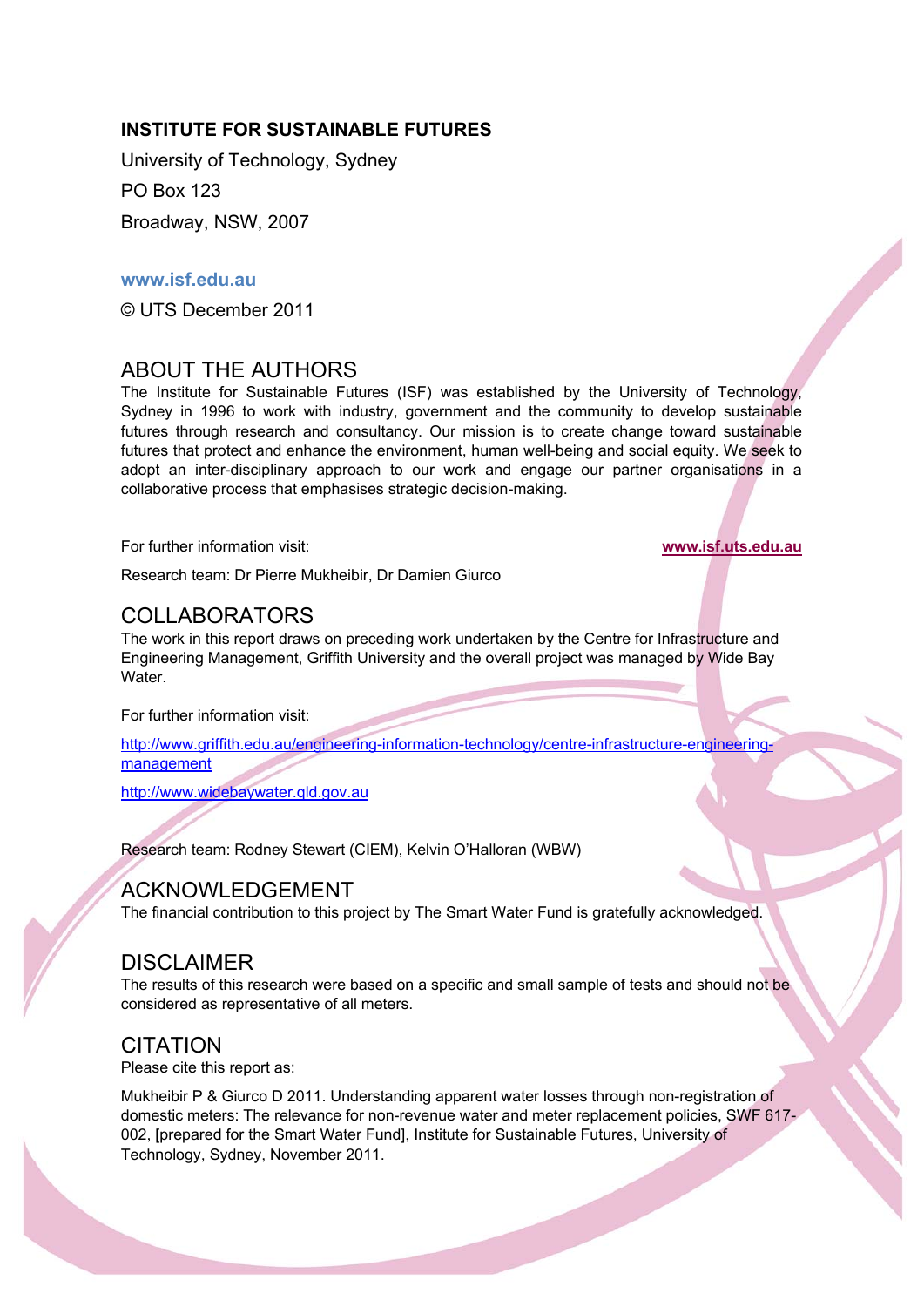**INSTITUTE FOR SUSTAINABLE FUTURES**

University of Technology, Sydney

PO Box 123

Broadway, NSW, 2007

**www.isf.edu.au**

© UTS December 2011

## ABOUT THE AUTHORS

The Institute for Sustainable Futures (ISF) was established by the University of Technology, Sydney in 1996 to work with industry, government and the community to develop sustainable futures through research and consultancy. Our mission is to create change toward sustainable futures that protect and enhance the environment, human well-being and social equity. We seek to adopt an inter-disciplinary approach to our work and engage our partner organisations in a collaborative process that emphasises strategic decision-making.

For further information visit: **www.isf.uts.edu.au**

Research team: Dr Pierre Mukheibir, Dr Damien Giurco

## COLLABORATORS

The work in this report draws on preceding work undertaken by the Centre for Infrastructure and Engineering Management, Griffith University and the overall project was managed by Wide Bay Water.

For further information visit:

http://www.griffith.edu.au/engineering-information-technology/centre-infrastructure-engineering-management

http://www.widebaywater.qld.gov.au

Research team: Rodney Stewart (CIEM), Kelvin O'Halloran (WBW)

## ACKNOWLEDGEMENT

The financial contribution to this project by The Smart Water Fund is gratefully acknowledged.

## DISCLAIMER

The results of this research were based on a specific and small sample of tests and should not be considered as representative of all meters.

## CITATION

Please cite this report as:

Mukheibir P & Giurco D 2011. Understanding apparent water losses through non-registration of domestic meters: The relevance for non-revenue water and meter replacement policies, SWF 617-002, [prepared for the Smart Water Fund], Institute for Sustainable Futures, University of Technology, Sydney, November 2011.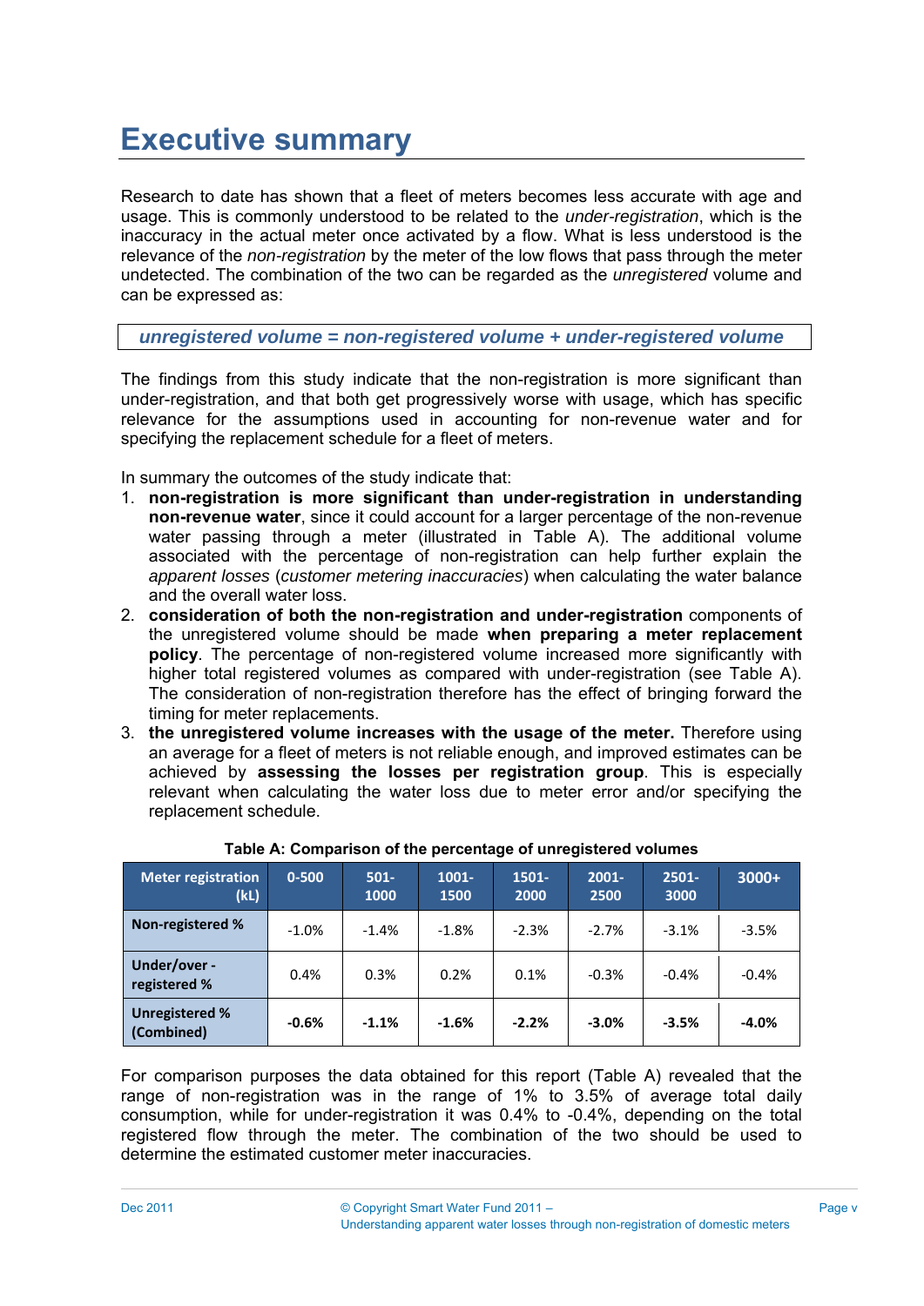# Executive summary

Research to date has shown that a fleet of meters becomes less accurate with age and usage. This is commonly understood to be related to the *under-registration*, which is the inaccuracy in the actual meter once activated by a flow. What is less understood is the relevance of the *non-registration* by the meter of the low flows that pass through the meter undetected. The combination of the two can be regarded as the *unregistered* volume and can be expressed as:

***unregistered volume = non-registered volume + under-registered volume***

The findings from this study indicate that the non-registration is more significant than under-registration, and that both get progressively worse with usage, which has specific relevance for the assumptions used in accounting for non-revenue water and for specifying the replacement schedule for a fleet of meters.

In summary the outcomes of the study indicate that:

1. **non-registration is more significant than under-registration in understanding non-revenue water**, since it could account for a larger percentage of the non-revenue water passing through a meter (illustrated in Table A). The additional volume associated with the percentage of non-registration can help further explain the *apparent losses* (*customer metering inaccuracies*) when calculating the water balance and the overall water loss.
2. **consideration of both the non-registration and under-registration** components of the unregistered volume should be made **when preparing a meter replacement policy**. The percentage of non-registered volume increased more significantly with higher total registered volumes as compared with under-registration (see Table A). The consideration of non-registration therefore has the effect of bringing forward the timing for meter replacements.
3. **the unregistered volume increases with the usage of the meter.** Therefore using an average for a fleet of meters is not reliable enough, and improved estimates can be achieved by **assessing the losses per registration group**. This is especially relevant when calculating the water loss due to meter error and/or specifying the replacement schedule.

**Table A: Comparison of the percentage of unregistered volumes**

| Meter registration (kL) | 0-500 | 501-1000 | 1001-1500 | 1501-2000 | 2001-2500 | 2501-3000 | 3000+ |
|---|---|---|---|---|---|---|---|
| **Non-registered %** | -1.0% | -1.4% | -1.8% | -2.3% | -2.7% | -3.1% | -3.5% |
| **Under/over - registered %** | 0.4% | 0.3% | 0.2% | 0.1% | -0.3% | -0.4% | -0.4% |
| **Unregistered % (Combined)** | **-0.6%** | **-1.1%** | **-1.6%** | **-2.2%** | **-3.0%** | **-3.5%** | **-4.0%** |

For comparison purposes the data obtained for this report (Table A) revealed that the range of non-registration was in the range of 1% to 3.5% of average total daily consumption, while for under-registration it was 0.4% to -0.4%, depending on the total registered flow through the meter. The combination of the two should be used to determine the estimated customer meter inaccuracies.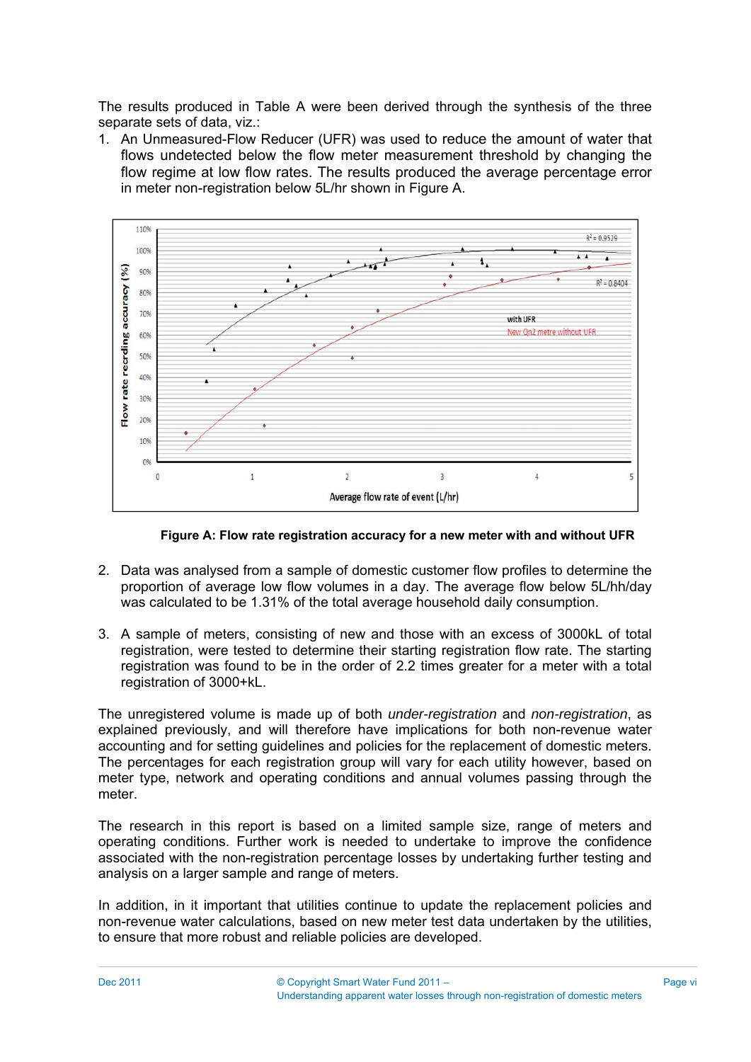The results produced in Table A were been derived through the synthesis of the three separate sets of data, viz.:

1. An Unmeasured-Flow Reducer (UFR) was used to reduce the amount of water that flows undetected below the flow meter measurement threshold by changing the flow regime at low flow rates. The results produced the average percentage error in meter non-registration below 5L/hr shown in Figure A.

**Figure A: Flow rate registration accuracy for a new meter with and without UFR**

2. Data was analysed from a sample of domestic customer flow profiles to determine the proportion of average low flow volumes in a day. The average flow below 5L/hh/day was calculated to be 1.31% of the total average household daily consumption.

3. A sample of meters, consisting of new and those with an excess of 3000kL of total registration, were tested to determine their starting registration flow rate. The starting registration was found to be in the order of 2.2 times greater for a meter with a total registration of 3000+kL.

The unregistered volume is made up of both *under-registration* and *non-registration*, as explained previously, and will therefore have implications for both non-revenue water accounting and for setting guidelines and policies for the replacement of domestic meters. The percentages for each registration group will vary for each utility however, based on meter type, network and operating conditions and annual volumes passing through the meter.

The research in this report is based on a limited sample size, range of meters and operating conditions. Further work is needed to undertake to improve the confidence associated with the non-registration percentage losses by undertaking further testing and analysis on a larger sample and range of meters.

In addition, in it important that utilities continue to update the replacement policies and non-revenue water calculations, based on new meter test data undertaken by the utilities, to ensure that more robust and reliable policies are developed.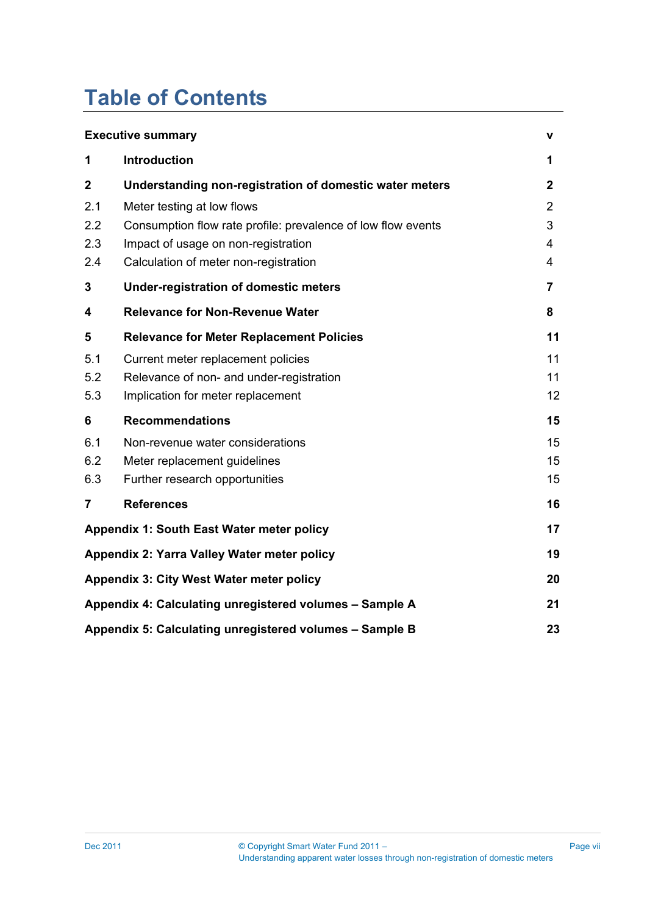# Table of Contents

| | | |
|---|---|---|
| **Executive summary** | | **v** |
| **1** | **Introduction** | **1** |
| **2** | **Understanding non-registration of domestic water meters** | **2** |
| 2.1 | Meter testing at low flows | 2 |
| 2.2 | Consumption flow rate profile: prevalence of low flow events | 3 |
| 2.3 | Impact of usage on non-registration | 4 |
| 2.4 | Calculation of meter non-registration | 4 |
| **3** | **Under-registration of domestic meters** | **7** |
| **4** | **Relevance for Non-Revenue Water** | **8** |
| **5** | **Relevance for Meter Replacement Policies** | **11** |
| 5.1 | Current meter replacement policies | 11 |
| 5.2 | Relevance of non- and under-registration | 11 |
| 5.3 | Implication for meter replacement | 12 |
| **6** | **Recommendations** | **15** |
| 6.1 | Non-revenue water considerations | 15 |
| 6.2 | Meter replacement guidelines | 15 |
| 6.3 | Further research opportunities | 15 |
| **7** | **References** | **16** |
| **Appendix 1: South East Water meter policy** | | **17** |
| **Appendix 2: Yarra Valley Water meter policy** | | **19** |
| **Appendix 3: City West Water meter policy** | | **20** |
| **Appendix 4: Calculating unregistered volumes – Sample A** | | **21** |
| **Appendix 5: Calculating unregistered volumes – Sample B** | | **23** |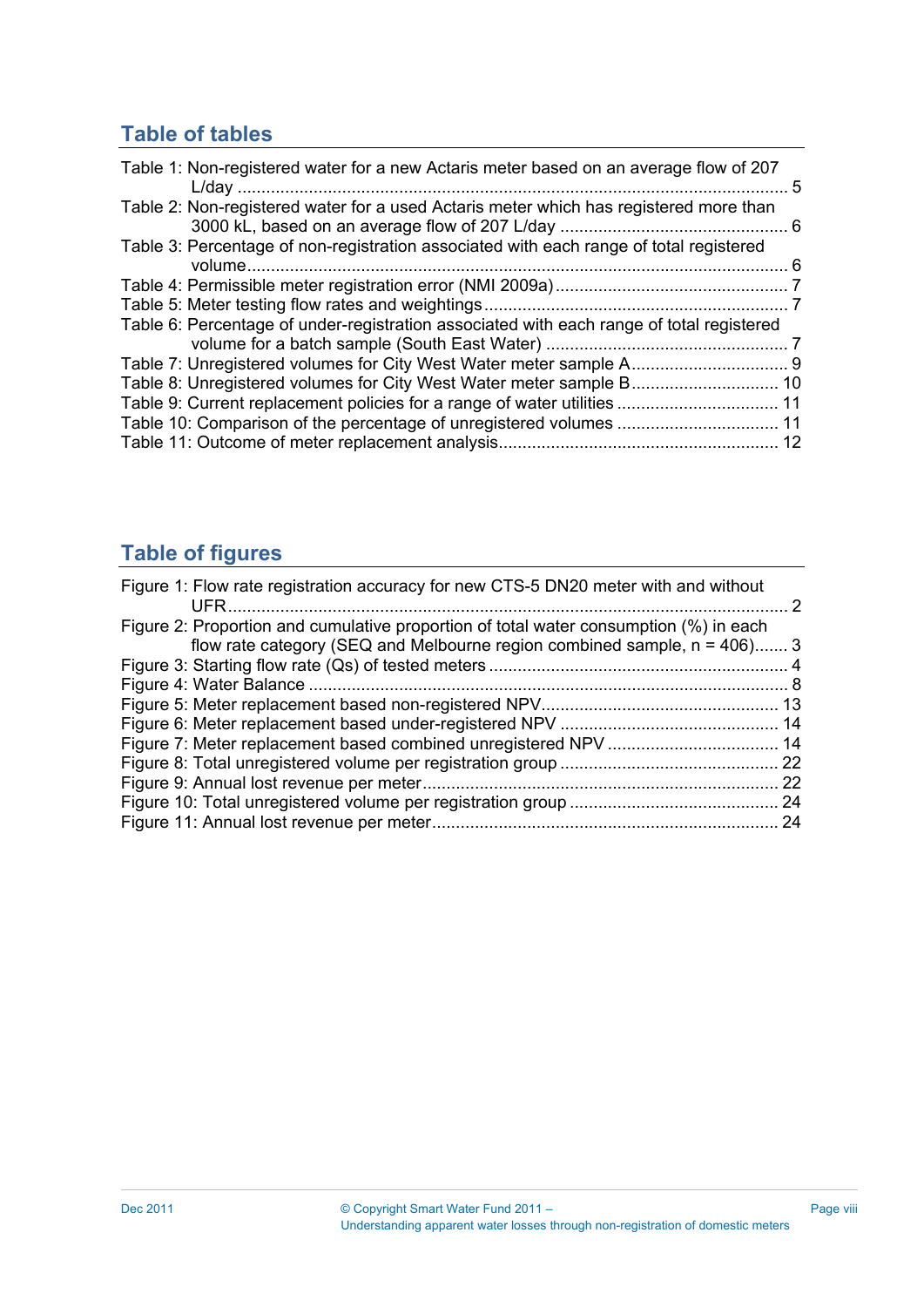## Table of tables

Table 1: Non-registered water for a new Actaris meter based on an average flow of 207 L/day ........................................................................................................................ 5
Table 2: Non-registered water for a used Actaris meter which has registered more than 3000 kL, based on an average flow of 207 L/day ................................................ 6
Table 3: Percentage of non-registration associated with each range of total registered volume................................................................................................................... 6
Table 4: Permissible meter registration error (NMI 2009a) ................................................ 7
Table 5: Meter testing flow rates and weightings ............................................................... 7
Table 6: Percentage of under-registration associated with each range of total registered volume for a batch sample (South East Water) .................................................. 7
Table 7: Unregistered volumes for City West Water meter sample A ................................ 9
Table 8: Unregistered volumes for City West Water meter sample B ............................... 10
Table 9: Current replacement policies for a range of water utilities .................................. 11
Table 10: Comparison of the percentage of unregistered volumes .................................. 11
Table 11: Outcome of meter replacement analysis........................................................... 12

## Table of figures

Figure 1: Flow rate registration accuracy for new CTS-5 DN20 meter with and without UFR ........................................................................................................................ 2
Figure 2: Proportion and cumulative proportion of total water consumption (%) in each flow rate category (SEQ and Melbourne region combined sample, n = 406)....... 3
Figure 3: Starting flow rate (Qs) of tested meters ............................................................... 4
Figure 4: Water Balance ..................................................................................................... 8
Figure 5: Meter replacement based non-registered NPV................................................... 13
Figure 6: Meter replacement based under-registered NPV .............................................. 14
Figure 7: Meter replacement based combined unregistered NPV .................................... 14
Figure 8: Total unregistered volume per registration group .............................................. 22
Figure 9: Annual lost revenue per meter........................................................................... 22
Figure 10: Total unregistered volume per registration group ............................................ 24
Figure 11: Annual lost revenue per meter......................................................................... 24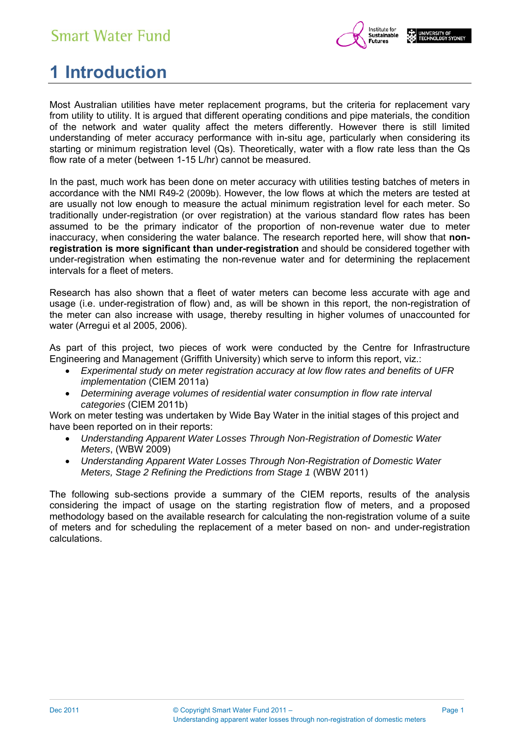# 1 Introduction

Most Australian utilities have meter replacement programs, but the criteria for replacement vary from utility to utility. It is argued that different operating conditions and pipe materials, the condition of the network and water quality affect the meters differently. However there is still limited understanding of meter accuracy performance with in-situ age, particularly when considering its starting or minimum registration level (Qs). Theoretically, water with a flow rate less than the Qs flow rate of a meter (between 1-15 L/hr) cannot be measured.

In the past, much work has been done on meter accuracy with utilities testing batches of meters in accordance with the NMI R49-2 (2009b). However, the low flows at which the meters are tested at are usually not low enough to measure the actual minimum registration level for each meter. So traditionally under-registration (or over registration) at the various standard flow rates has been assumed to be the primary indicator of the proportion of non-revenue water due to meter inaccuracy, when considering the water balance. The research reported here, will show that **non-registration is more significant than under-registration** and should be considered together with under-registration when estimating the non-revenue water and for determining the replacement intervals for a fleet of meters.

Research has also shown that a fleet of water meters can become less accurate with age and usage (i.e. under-registration of flow) and, as will be shown in this report, the non-registration of the meter can also increase with usage, thereby resulting in higher volumes of unaccounted for water (Arregui et al 2005, 2006).

As part of this project, two pieces of work were conducted by the Centre for Infrastructure Engineering and Management (Griffith University) which serve to inform this report, viz.:

- *Experimental study on meter registration accuracy at low flow rates and benefits of UFR implementation* (CIEM 2011a)
- *Determining average volumes of residential water consumption in flow rate interval categories* (CIEM 2011b)

Work on meter testing was undertaken by Wide Bay Water in the initial stages of this project and have been reported on in their reports:

- *Understanding Apparent Water Losses Through Non-Registration of Domestic Water Meters*, (WBW 2009)
- *Understanding Apparent Water Losses Through Non-Registration of Domestic Water Meters, Stage 2 Refining the Predictions from Stage 1* (WBW 2011)

The following sub-sections provide a summary of the CIEM reports, results of the analysis considering the impact of usage on the starting registration flow of meters, and a proposed methodology based on the available research for calculating the non-registration volume of a suite of meters and for scheduling the replacement of a meter based on non- and under-registration calculations.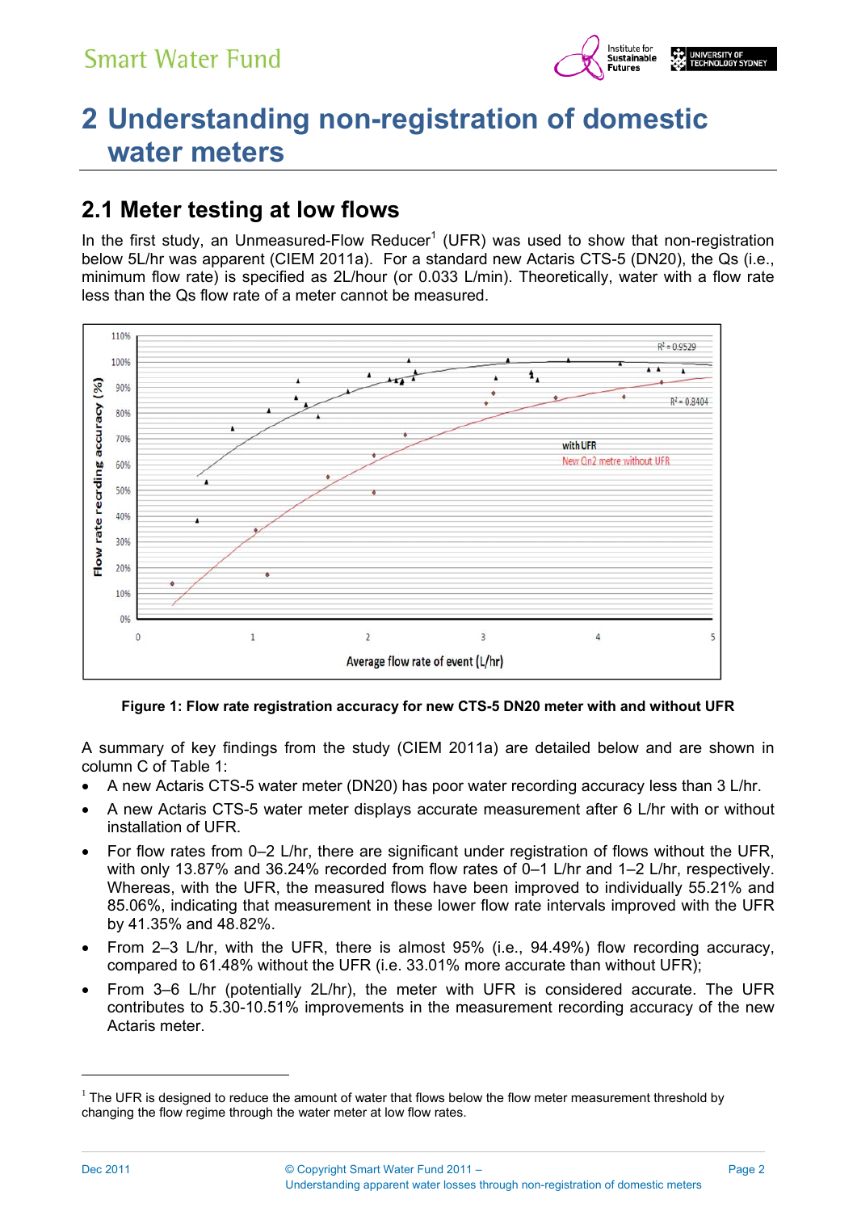# 2 Understanding non-registration of domestic water meters

## 2.1 Meter testing at low flows

In the first study, an Unmeasured-Flow Reducer[1] (UFR) was used to show that non-registration below 5L/hr was apparent (CIEM 2011a). For a standard new Actaris CTS-5 (DN20), the Qs (i.e., minimum flow rate) is specified as 2L/hour (or 0.033 L/min). Theoretically, water with a flow rate less than the Qs flow rate of a meter cannot be measured.

**Figure 1: Flow rate registration accuracy for new CTS-5 DN20 meter with and without UFR**

A summary of key findings from the study (CIEM 2011a) are detailed below and are shown in column C of Table 1:

- A new Actaris CTS-5 water meter (DN20) has poor water recording accuracy less than 3 L/hr.
- A new Actaris CTS-5 water meter displays accurate measurement after 6 L/hr with or without installation of UFR.
- For flow rates from 0–2 L/hr, there are significant under registration of flows without the UFR, with only 13.87% and 36.24% recorded from flow rates of 0–1 L/hr and 1–2 L/hr, respectively. Whereas, with the UFR, the measured flows have been improved to individually 55.21% and 85.06%, indicating that measurement in these lower flow rate intervals improved with the UFR by 41.35% and 48.82%.
- From 2–3 L/hr, with the UFR, there is almost 95% (i.e., 94.49%) flow recording accuracy, compared to 61.48% without the UFR (i.e. 33.01% more accurate than without UFR);
- From 3–6 L/hr (potentially 2L/hr), the meter with UFR is considered accurate. The UFR contributes to 5.30-10.51% improvements in the measurement recording accuracy of the new Actaris meter.

[1] The UFR is designed to reduce the amount of water that flows below the flow meter measurement threshold by changing the flow regime through the water meter at low flow rates.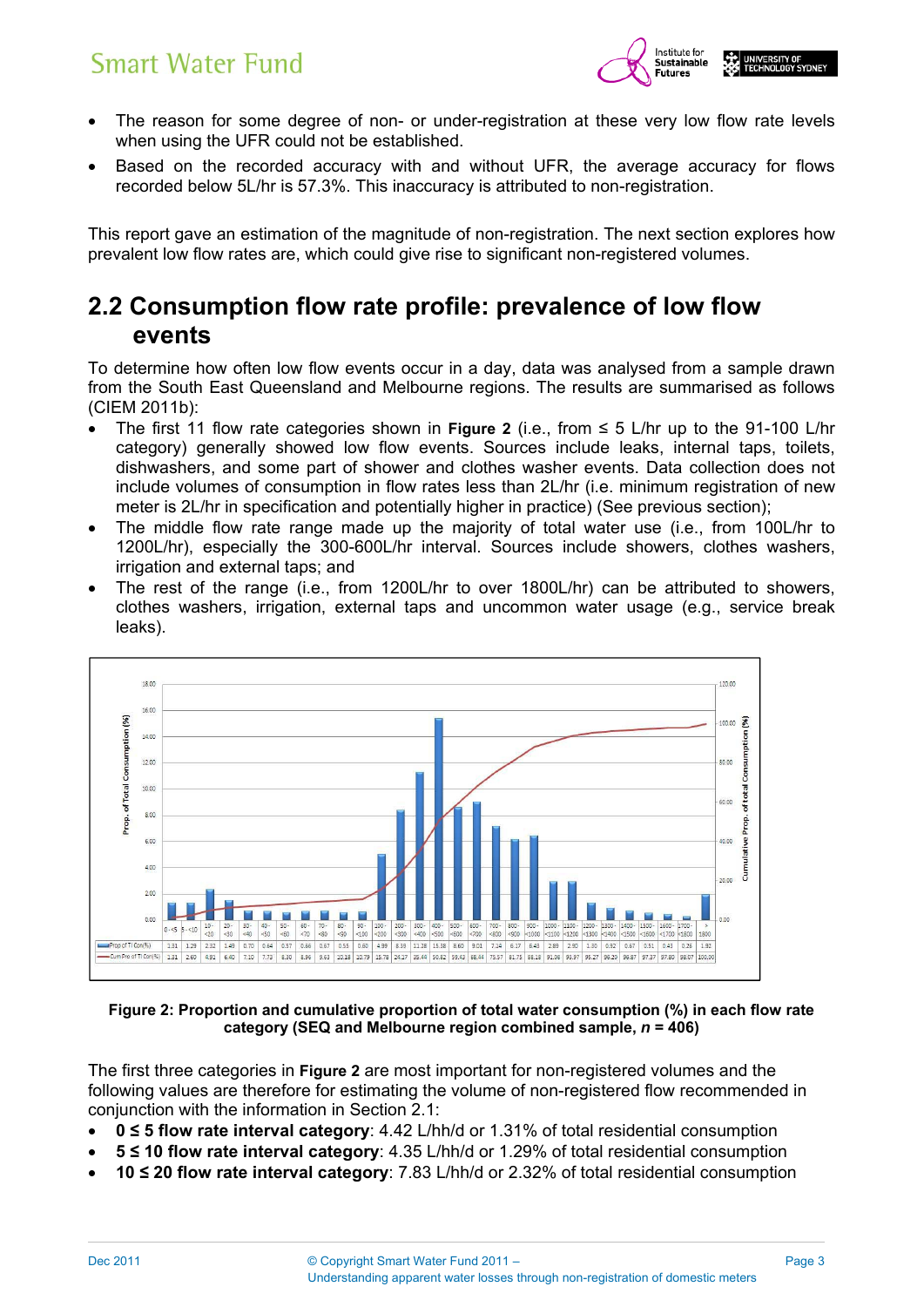- The reason for some degree of non- or under-registration at these very low flow rate levels when using the UFR could not be established.
- Based on the recorded accuracy with and without UFR, the average accuracy for flows recorded below 5L/hr is 57.3%. This inaccuracy is attributed to non-registration.

This report gave an estimation of the magnitude of non-registration. The next section explores how prevalent low flow rates are, which could give rise to significant non-registered volumes.

## 2.2 Consumption flow rate profile: prevalence of low flow events

To determine how often low flow events occur in a day, data was analysed from a sample drawn from the South East Queensland and Melbourne regions. The results are summarised as follows (CIEM 2011b):

- The first 11 flow rate categories shown in **Figure 2** (i.e., from ≤ 5 L/hr up to the 91-100 L/hr category) generally showed low flow events. Sources include leaks, internal taps, toilets, dishwashers, and some part of shower and clothes washer events. Data collection does not include volumes of consumption in flow rates less than 2L/hr (i.e. minimum registration of new meter is 2L/hr in specification and potentially higher in practice) (See previous section);
- The middle flow rate range made up the majority of total water use (i.e., from 100L/hr to 1200L/hr), especially the 300-600L/hr interval. Sources include showers, clothes washers, irrigation and external taps; and
- The rest of the range (i.e., from 1200L/hr to over 1800L/hr) can be attributed to showers, clothes washers, irrigation, external taps and uncommon water usage (e.g., service break leaks).

| | 0-<5 | 5-<10 | 10-<20 | 20-<30 | 30-<40 | 40-<50 | 50-<60 | 60-<70 | 70-<80 | 80-<90 | 90-<100 | 100-<200 | 200-<300 | 300-<400 | 400-<500 | 500-<600 | 600-<700 | 700-<800 | 800-<900 | 900-<1000 | 1000-<1100 | 1100-<1200 | 1200-<1300 | 1300-<1400 | 1400-<1500 | 1500-<1600 | 1600-<1700 | 1700-<1800 | >1800 |
|---|---|---|---|---|---|---|---|---|---|---|---|---|---|---|---|---|---|---|---|---|---|---|---|---|---|---|---|---|---|
| Prop of Tl Con(%) | 1.31 | 1.29 | 2.32 | 1.49 | 0.70 | 0.64 | 0.57 | 0.66 | 0.67 | 0.55 | 0.60 | 4.99 | 8.39 | 11.28 | 15.38 | 8.60 | 9.01 | 7.14 | 6.17 | 6.43 | 2.89 | 2.90 | 1.30 | 0.92 | 0.67 | 0.51 | 0.43 | 0.26 | 1.92 |
| Cum Pro of Tl Con(%) | 1.31 | 2.60 | 4.91 | 6.40 | 7.10 | 7.73 | 8.30 | 8.96 | 9.63 | 10.18 | 10.79 | 15.78 | 24.17 | 35.44 | 50.82 | 59.42 | 68.44 | 75.57 | 81.75 | 88.18 | 91.06 | 93.97 | 95.27 | 96.20 | 96.87 | 97.37 | 97.80 | 98.07 | 100.00 |

**Figure 2: Proportion and cumulative proportion of total water consumption (%) in each flow rate category (SEQ and Melbourne region combined sample, *n* = 406)**

The first three categories in **Figure 2** are most important for non-registered volumes and the following values are therefore for estimating the volume of non-registered flow recommended in conjunction with the information in Section 2.1:

- **0 ≤ 5 flow rate interval category**: 4.42 L/hh/d or 1.31% of total residential consumption
- **5 ≤ 10 flow rate interval category**: 4.35 L/hh/d or 1.29% of total residential consumption
- **10 ≤ 20 flow rate interval category**: 7.83 L/hh/d or 2.32% of total residential consumption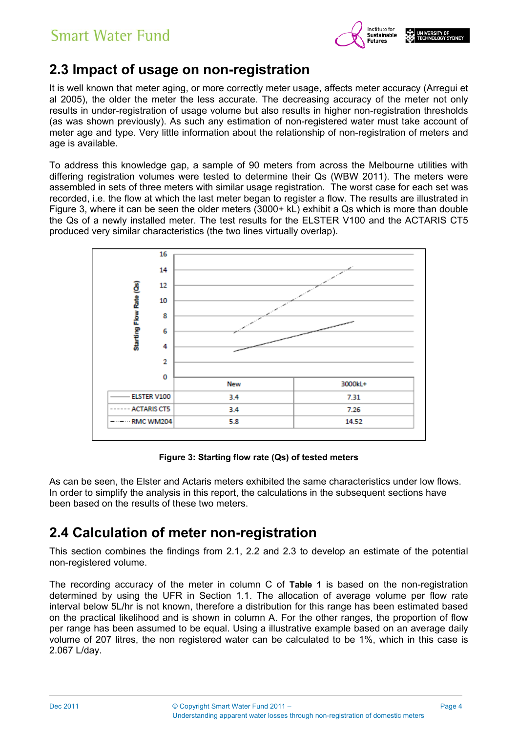## 2.3 Impact of usage on non-registration

It is well known that meter aging, or more correctly meter usage, affects meter accuracy (Arregui et al 2005), the older the meter the less accurate. The decreasing accuracy of the meter not only results in under-registration of usage volume but also results in higher non-registration thresholds (as was shown previously). As such any estimation of non-registered water must take account of meter age and type. Very little information about the relationship of non-registration of meters and age is available.

To address this knowledge gap, a sample of 90 meters from across the Melbourne utilities with differing registration volumes were tested to determine their Qs (WBW 2011). The meters were assembled in sets of three meters with similar usage registration. The worst case for each set was recorded, i.e. the flow at which the last meter began to register a flow. The results are illustrated in Figure 3, where it can be seen the older meters (3000+ kL) exhibit a Qs which is more than double the Qs of a newly installed meter. The test results for the ELSTER V100 and the ACTARIS CT5 produced very similar characteristics (the two lines virtually overlap).

| | New | 3000kL+ |
|---|---|---|
| ELSTER V100 | 3.4 | 7.31 |
| ACTARIS CT5 | 3.4 | 7.26 |
| RMC WM204 | 5.8 | 14.52 |

Figure 3: Starting flow rate (Qs) of tested meters

As can be seen, the Elster and Actaris meters exhibited the same characteristics under low flows. In order to simplify the analysis in this report, the calculations in the subsequent sections have been based on the results of these two meters.

## 2.4 Calculation of meter non-registration

This section combines the findings from 2.1, 2.2 and 2.3 to develop an estimate of the potential non-registered volume.

The recording accuracy of the meter in column C of **Table 1** is based on the non-registration determined by using the UFR in Section 1.1. The allocation of average volume per flow rate interval below 5L/hr is not known, therefore a distribution for this range has been estimated based on the practical likelihood and is shown in column A. For the other ranges, the proportion of flow per range has been assumed to be equal. Using a illustrative example based on an average daily volume of 207 litres, the non registered water can be calculated to be 1%, which in this case is 2.067 L/day.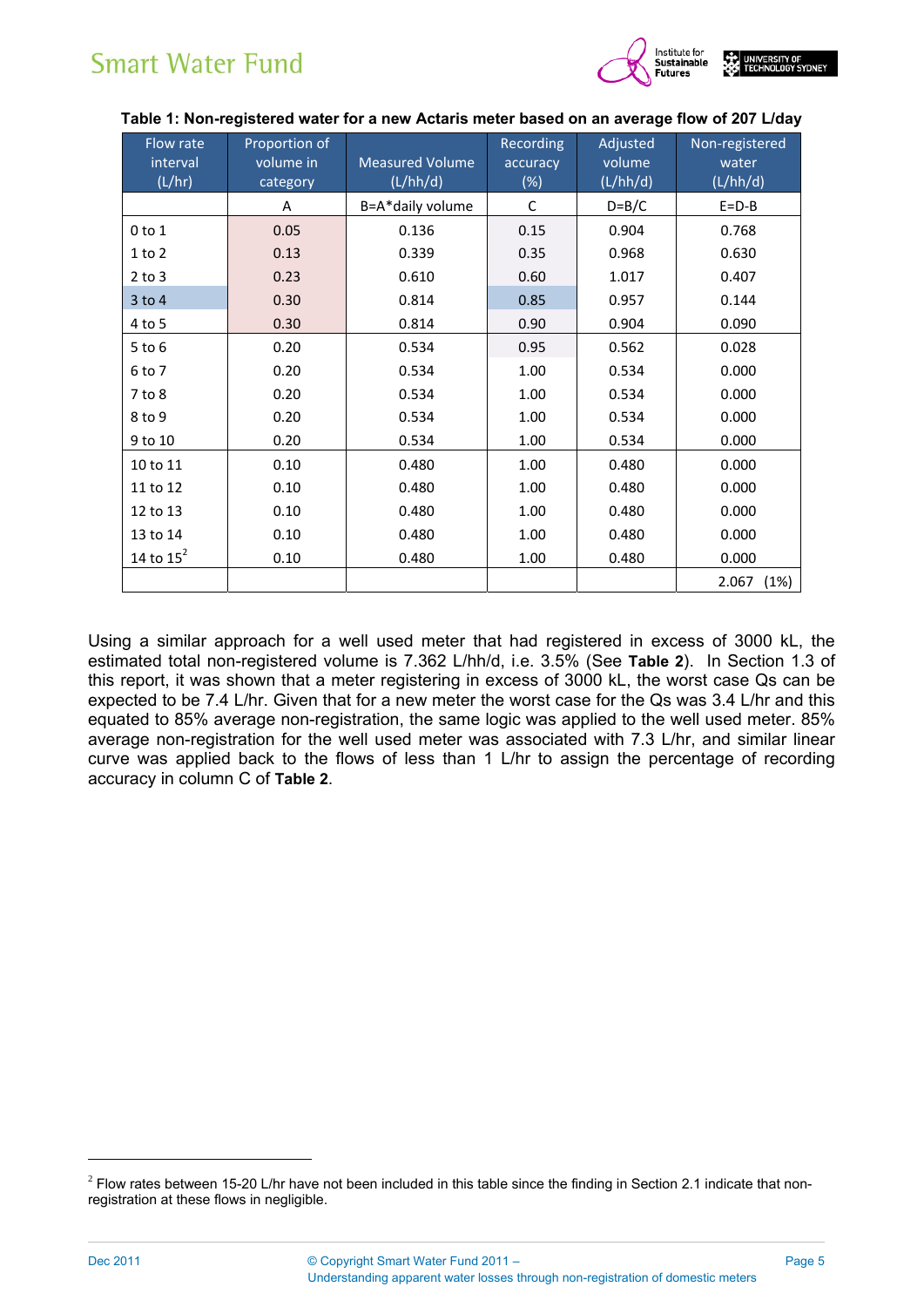**Table 1: Non-registered water for a new Actaris meter based on an average flow of 207 L/day**

| Flow rate interval (L/hr) | Proportion of volume in category | Measured Volume (L/hh/d) | Recording accuracy (%) | Adjusted volume (L/hh/d) | Non-registered water (L/hh/d) |
|---|---|---|---|---|---|
| | A | B=A*daily volume | C | D=B/C | E=D-B |
| 0 to 1 | 0.05 | 0.136 | 0.15 | 0.904 | 0.768 |
| 1 to 2 | 0.13 | 0.339 | 0.35 | 0.968 | 0.630 |
| 2 to 3 | 0.23 | 0.610 | 0.60 | 1.017 | 0.407 |
| 3 to 4 | 0.30 | 0.814 | 0.85 | 0.957 | 0.144 |
| 4 to 5 | 0.30 | 0.814 | 0.90 | 0.904 | 0.090 |
| 5 to 6 | 0.20 | 0.534 | 0.95 | 0.562 | 0.028 |
| 6 to 7 | 0.20 | 0.534 | 1.00 | 0.534 | 0.000 |
| 7 to 8 | 0.20 | 0.534 | 1.00 | 0.534 | 0.000 |
| 8 to 9 | 0.20 | 0.534 | 1.00 | 0.534 | 0.000 |
| 9 to 10 | 0.20 | 0.534 | 1.00 | 0.534 | 0.000 |
| 10 to 11 | 0.10 | 0.480 | 1.00 | 0.480 | 0.000 |
| 11 to 12 | 0.10 | 0.480 | 1.00 | 0.480 | 0.000 |
| 12 to 13 | 0.10 | 0.480 | 1.00 | 0.480 | 0.000 |
| 13 to 14 | 0.10 | 0.480 | 1.00 | 0.480 | 0.000 |
| 14 to 15[2] | 0.10 | 0.480 | 1.00 | 0.480 | 0.000 |
| | | | | | 2.067 (1%) |

Using a similar approach for a well used meter that had registered in excess of 3000 kL, the estimated total non-registered volume is 7.362 L/hh/d, i.e. 3.5% (See **Table 2**). In Section 1.3 of this report, it was shown that a meter registering in excess of 3000 kL, the worst case Qs can be expected to be 7.4 L/hr. Given that for a new meter the worst case for the Qs was 3.4 L/hr and this equated to 85% average non-registration, the same logic was applied to the well used meter. 85% average non-registration for the well used meter was associated with 7.3 L/hr, and similar linear curve was applied back to the flows of less than 1 L/hr to assign the percentage of recording accuracy in column C of **Table 2**.

[2] Flow rates between 15-20 L/hr have not been included in this table since the finding in Section 2.1 indicate that non-registration at these flows in negligible.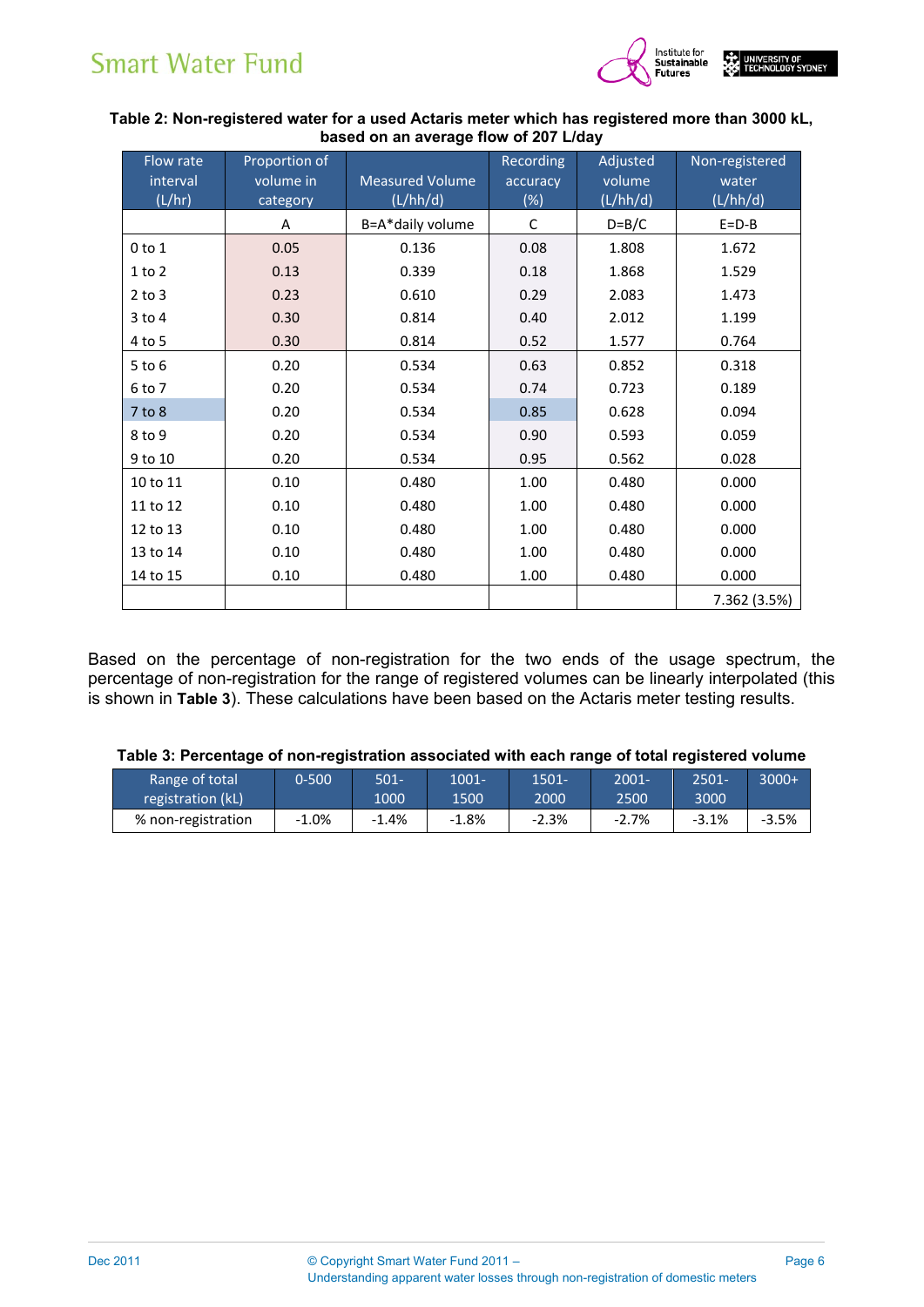**Table 2: Non-registered water for a used Actaris meter which has registered more than 3000 kL, based on an average flow of 207 L/day**

| Flow rate interval (L/hr) | Proportion of volume in category | Measured Volume (L/hh/d) | Recording accuracy (%) | Adjusted volume (L/hh/d) | Non-registered water (L/hh/d) |
|---|---|---|---|---|---|
| | A | B=A*daily volume | C | D=B/C | E=D-B |
| 0 to 1 | 0.05 | 0.136 | 0.08 | 1.808 | 1.672 |
| 1 to 2 | 0.13 | 0.339 | 0.18 | 1.868 | 1.529 |
| 2 to 3 | 0.23 | 0.610 | 0.29 | 2.083 | 1.473 |
| 3 to 4 | 0.30 | 0.814 | 0.40 | 2.012 | 1.199 |
| 4 to 5 | 0.30 | 0.814 | 0.52 | 1.577 | 0.764 |
| 5 to 6 | 0.20 | 0.534 | 0.63 | 0.852 | 0.318 |
| 6 to 7 | 0.20 | 0.534 | 0.74 | 0.723 | 0.189 |
| 7 to 8 | 0.20 | 0.534 | 0.85 | 0.628 | 0.094 |
| 8 to 9 | 0.20 | 0.534 | 0.90 | 0.593 | 0.059 |
| 9 to 10 | 0.20 | 0.534 | 0.95 | 0.562 | 0.028 |
| 10 to 11 | 0.10 | 0.480 | 1.00 | 0.480 | 0.000 |
| 11 to 12 | 0.10 | 0.480 | 1.00 | 0.480 | 0.000 |
| 12 to 13 | 0.10 | 0.480 | 1.00 | 0.480 | 0.000 |
| 13 to 14 | 0.10 | 0.480 | 1.00 | 0.480 | 0.000 |
| 14 to 15 | 0.10 | 0.480 | 1.00 | 0.480 | 0.000 |
| | | | | | 7.362 (3.5%) |

Based on the percentage of non-registration for the two ends of the usage spectrum, the percentage of non-registration for the range of registered volumes can be linearly interpolated (this is shown in **Table 3**). These calculations have been based on the Actaris meter testing results.

**Table 3: Percentage of non-registration associated with each range of total registered volume**

| Range of total registration (kL) | 0-500 | 501-1000 | 1001-1500 | 1501-2000 | 2001-2500 | 2501-3000 | 3000+ |
|---|---|---|---|---|---|---|---|
| % non-registration | -1.0% | -1.4% | -1.8% | -2.3% | -2.7% | -3.1% | -3.5% |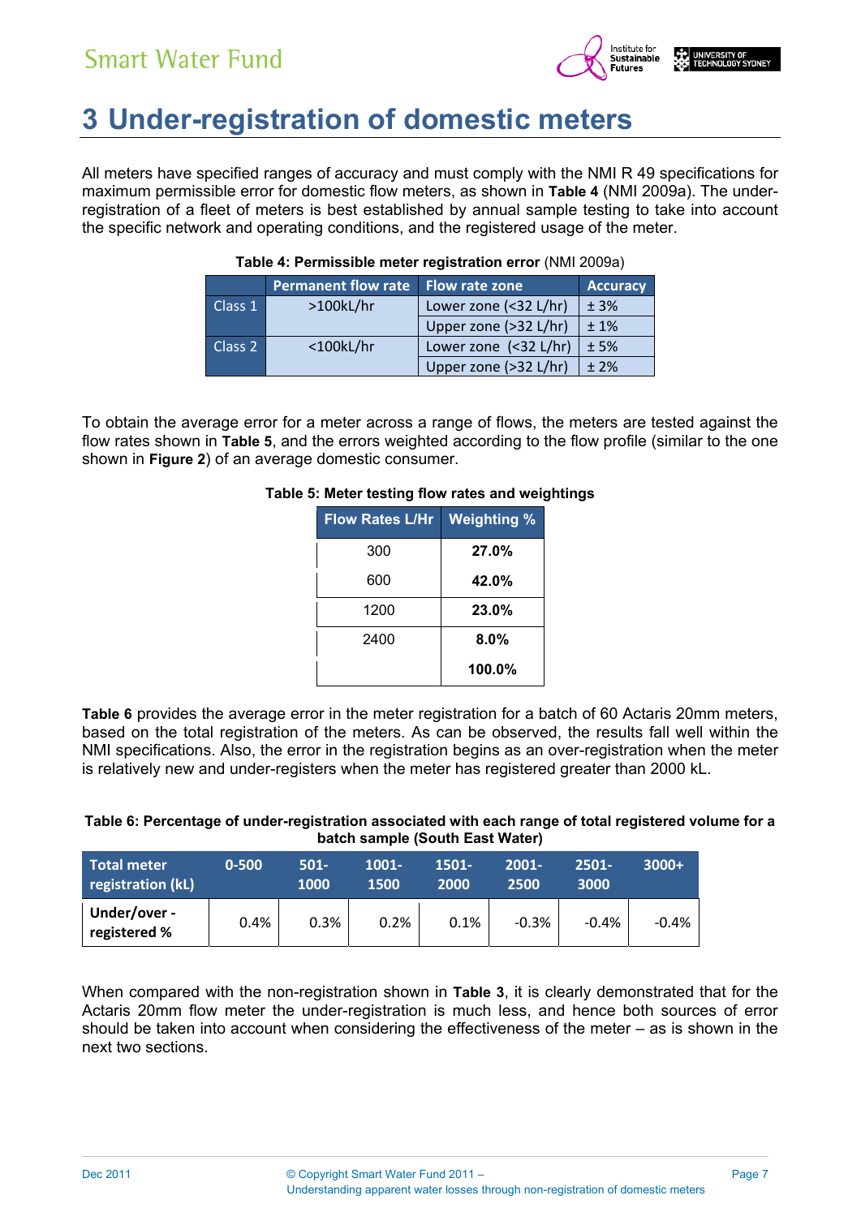# 3 Under-registration of domestic meters

All meters have specified ranges of accuracy and must comply with the NMI R 49 specifications for maximum permissible error for domestic flow meters, as shown in **Table 4** (NMI 2009a). The under-registration of a fleet of meters is best established by annual sample testing to take into account the specific network and operating conditions, and the registered usage of the meter.

**Table 4: Permissible meter registration error** (NMI 2009a)

| | Permanent flow rate | Flow rate zone | Accuracy |
|---|---|---|---|
| Class 1 | >100kL/hr | Lower zone (<32 L/hr) | ± 3% |
| | | Upper zone (>32 L/hr) | ± 1% |
| Class 2 | <100kL/hr | Lower zone (<32 L/hr) | ± 5% |
| | | Upper zone (>32 L/hr) | ± 2% |

To obtain the average error for a meter across a range of flows, the meters are tested against the flow rates shown in **Table 5**, and the errors weighted according to the flow profile (similar to the one shown in **Figure 2**) of an average domestic consumer.

**Table 5: Meter testing flow rates and weightings**

| Flow Rates L/Hr | Weighting % |
|---|---|
| 300 | **27.0%** |
| 600 | **42.0%** |
| 1200 | **23.0%** |
| 2400 | **8.0%** |
| | **100.0%** |

**Table 6** provides the average error in the meter registration for a batch of 60 Actaris 20mm meters, based on the total registration of the meters. As can be observed, the results fall well within the NMI specifications. Also, the error in the registration begins as an over-registration when the meter is relatively new and under-registers when the meter has registered greater than 2000 kL.

**Table 6: Percentage of under-registration associated with each range of total registered volume for a batch sample (South East Water)**

| Total meter registration (kL) | 0-500 | 501-1000 | 1001-1500 | 1501-2000 | 2001-2500 | 2501-3000 | 3000+ |
|---|---|---|---|---|---|---|---|
| Under/over - registered % | 0.4% | 0.3% | 0.2% | 0.1% | -0.3% | -0.4% | -0.4% |

When compared with the non-registration shown in **Table 3**, it is clearly demonstrated that for the Actaris 20mm flow meter the under-registration is much less, and hence both sources of error should be taken into account when considering the effectiveness of the meter – as is shown in the next two sections.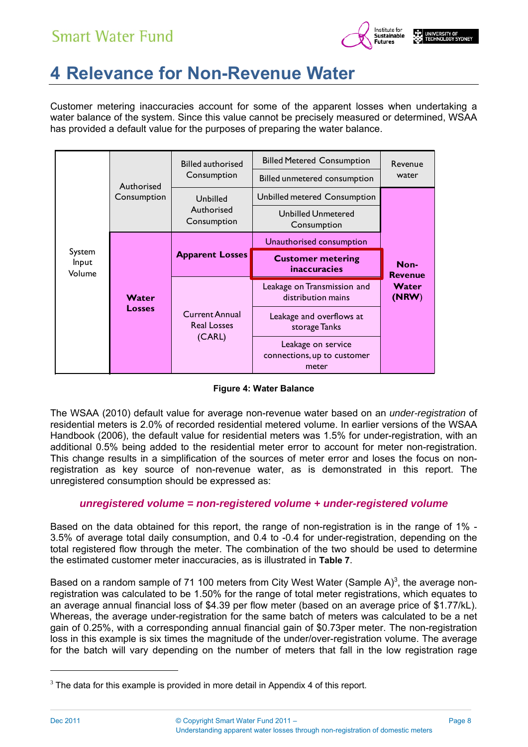# 4 Relevance for Non-Revenue Water

Customer metering inaccuracies account for some of the apparent losses when undertaking a water balance of the system. Since this value cannot be precisely measured or determined, WSAA has provided a default value for the purposes of preparing the water balance.

| | | | | |
|---|---|---|---|---|
| System Input Volume | Authorised Consumption | Billed authorised Consumption | Billed Metered Consumption | Revenue water |
| | | | Billed unmetered consumption | |
| | | Unbilled Authorised Consumption | Unbilled metered Consumption | **Non-Revenue Water (NRW)** |
| | | | Unbilled Unmetered Consumption | |
| | **Water Losses** | **Apparent Losses** | Unauthorised consumption | |
| | | | **Customer metering inaccuracies** | |
| | | Current Annual Real Losses (CARL) | Leakage on Transmission and distribution mains | |
| | | | Leakage and overflows at storage Tanks | |
| | | | Leakage on service connections, up to customer meter | |

**Figure 4: Water Balance**

The WSAA (2010) default value for average non-revenue water based on an *under-registration* of residential meters is 2.0% of recorded residential metered volume. In earlier versions of the WSAA Handbook (2006), the default value for residential meters was 1.5% for under-registration, with an additional 0.5% being added to the residential meter error to account for meter non-registration. This change results in a simplification of the sources of meter error and loses the focus on non-registration as key source of non-revenue water, as is demonstrated in this report. The unregistered consumption should be expressed as:

***unregistered volume = non-registered volume + under-registered volume***

Based on the data obtained for this report, the range of non-registration is in the range of 1% - 3.5% of average total daily consumption, and 0.4 to -0.4 for under-registration, depending on the total registered flow through the meter. The combination of the two should be used to determine the estimated customer meter inaccuracies, as is illustrated in **Table 7**.

Based on a random sample of 71 100 meters from City West Water (Sample A)[3], the average non-registration was calculated to be 1.50% for the range of total meter registrations, which equates to an average annual financial loss of $4.39 per flow meter (based on an average price of $1.77/kL). Whereas, the average under-registration for the same batch of meters was calculated to be a net gain of 0.25%, with a corresponding annual financial gain of $0.73per meter. The non-registration loss in this example is six times the magnitude of the under/over-registration volume. The average for the batch will vary depending on the number of meters that fall in the low registration rage

[3] The data for this example is provided in more detail in Appendix 4 of this report.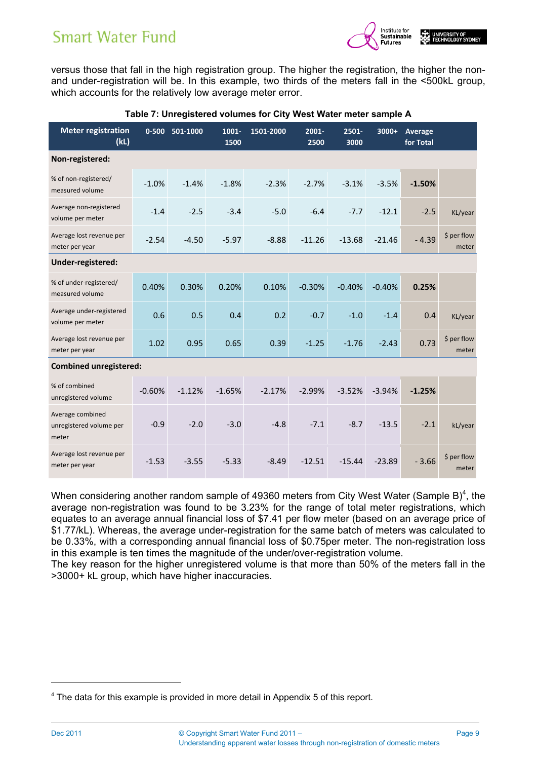versus those that fall in the high registration group. The higher the registration, the higher the non- and under-registration will be. In this example, two thirds of the meters fall in the <500kL group, which accounts for the relatively low average meter error.

**Table 7: Unregistered volumes for City West Water meter sample A**

| Meter registration (kL) | 0-500 | 501-1000 | 1001-1500 | 1501-2000 | 2001-2500 | 2501-3000 | 3000+ | Average for Total | |
|---|---|---|---|---|---|---|---|---|---|
| **Non-registered:** | | | | | | | | | |
| % of non-registered/ measured volume | -1.0% | -1.4% | -1.8% | -2.3% | -2.7% | -3.1% | -3.5% | **-1.50%** | |
| Average non-registered volume per meter | -1.4 | -2.5 | -3.4 | -5.0 | -6.4 | -7.7 | -12.1 | -2.5 | KL/year |
| Average lost revenue per meter per year | -2.54 | -4.50 | -5.97 | -8.88 | -11.26 | -13.68 | -21.46 | - 4.39 | $ per flow meter |
| **Under-registered:** | | | | | | | | | |
| % of under-registered/ measured volume | 0.40% | 0.30% | 0.20% | 0.10% | -0.30% | -0.40% | -0.40% | **0.25%** | |
| Average under-registered volume per meter | 0.6 | 0.5 | 0.4 | 0.2 | -0.7 | -1.0 | -1.4 | 0.4 | KL/year |
| Average lost revenue per meter per year | 1.02 | 0.95 | 0.65 | 0.39 | -1.25 | -1.76 | -2.43 | 0.73 | $ per flow meter |
| **Combined unregistered:** | | | | | | | | | |
| % of combined unregistered volume | -0.60% | -1.12% | -1.65% | -2.17% | -2.99% | -3.52% | -3.94% | **-1.25%** | |
| Average combined unregistered volume per meter | -0.9 | -2.0 | -3.0 | -4.8 | -7.1 | -8.7 | -13.5 | -2.1 | kL/year |
| Average lost revenue per meter per year | -1.53 | -3.55 | -5.33 | -8.49 | -12.51 | -15.44 | -23.89 | - 3.66 | $ per flow meter |

When considering another random sample of 49360 meters from City West Water (Sample B)[4], the average non-registration was found to be 3.23% for the range of total meter registrations, which equates to an average annual financial loss of $7.41 per flow meter (based on an average price of $1.77/kL). Whereas, the average under-registration for the same batch of meters was calculated to be 0.33%, with a corresponding annual financial loss of $0.75per meter. The non-registration loss in this example is ten times the magnitude of the under/over-registration volume.
The key reason for the higher unregistered volume is that more than 50% of the meters fall in the >3000+ kL group, which have higher inaccuracies.

[4] The data for this example is provided in more detail in Appendix 5 of this report.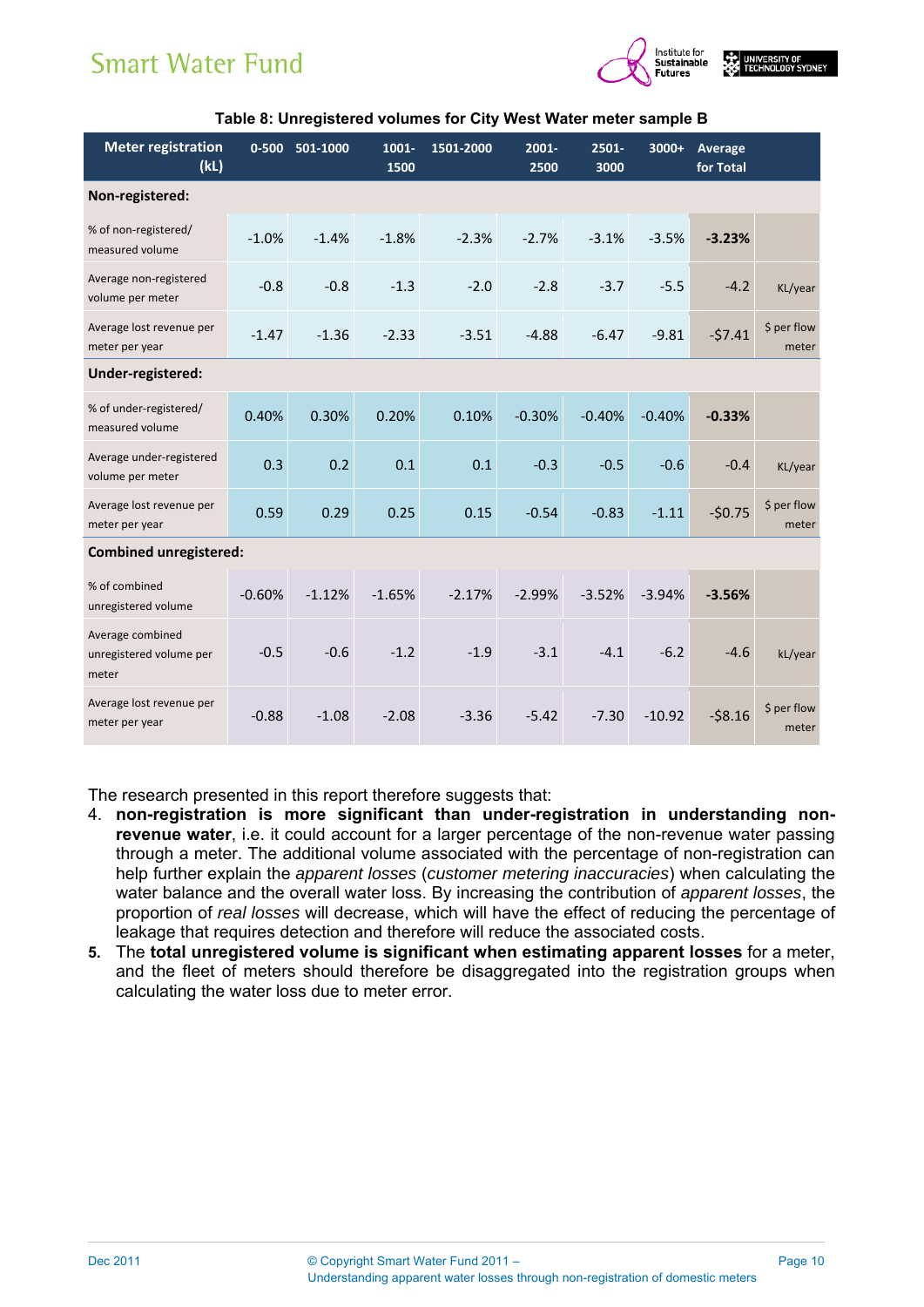**Table 8: Unregistered volumes for City West Water meter sample B**

| Meter registration (kL) | 0-500 | 501-1000 | 1001-1500 | 1501-2000 | 2001-2500 | 2501-3000 | 3000+ | Average for Total | |
|---|---|---|---|---|---|---|---|---|---|
| **Non-registered:** | | | | | | | | | |
| % of non-registered/ measured volume | -1.0% | -1.4% | -1.8% | -2.3% | -2.7% | -3.1% | -3.5% | **-3.23%** | |
| Average non-registered volume per meter | -0.8 | -0.8 | -1.3 | -2.0 | -2.8 | -3.7 | -5.5 | -4.2 | KL/year |
| Average lost revenue per meter per year | -1.47 | -1.36 | -2.33 | -3.51 | -4.88 | -6.47 | -9.81 | -$7.41 | $ per flow meter |
| **Under-registered:** | | | | | | | | | |
| % of under-registered/ measured volume | 0.40% | 0.30% | 0.20% | 0.10% | -0.30% | -0.40% | -0.40% | **-0.33%** | |
| Average under-registered volume per meter | 0.3 | 0.2 | 0.1 | 0.1 | -0.3 | -0.5 | -0.6 | -0.4 | KL/year |
| Average lost revenue per meter per year | 0.59 | 0.29 | 0.25 | 0.15 | -0.54 | -0.83 | -1.11 | -$0.75 | $ per flow meter |
| **Combined unregistered:** | | | | | | | | | |
| % of combined unregistered volume | -0.60% | -1.12% | -1.65% | -2.17% | -2.99% | -3.52% | -3.94% | **-3.56%** | |
| Average combined unregistered volume per meter | -0.5 | -0.6 | -1.2 | -1.9 | -3.1 | -4.1 | -6.2 | -4.6 | kL/year |
| Average lost revenue per meter per year | -0.88 | -1.08 | -2.08 | -3.36 | -5.42 | -7.30 | -10.92 | -$8.16 | $ per flow meter |

The research presented in this report therefore suggests that:

4. **non-registration is more significant than under-registration in understanding non-revenue water**, i.e. it could account for a larger percentage of the non-revenue water passing through a meter. The additional volume associated with the percentage of non-registration can help further explain the *apparent losses* (*customer metering inaccuracies*) when calculating the water balance and the overall water loss. By increasing the contribution of *apparent losses*, the proportion of *real losses* will decrease, which will have the effect of reducing the percentage of leakage that requires detection and therefore will reduce the associated costs.
5. The **total unregistered volume is significant when estimating apparent losses** for a meter, and the fleet of meters should therefore be disaggregated into the registration groups when calculating the water loss due to meter error.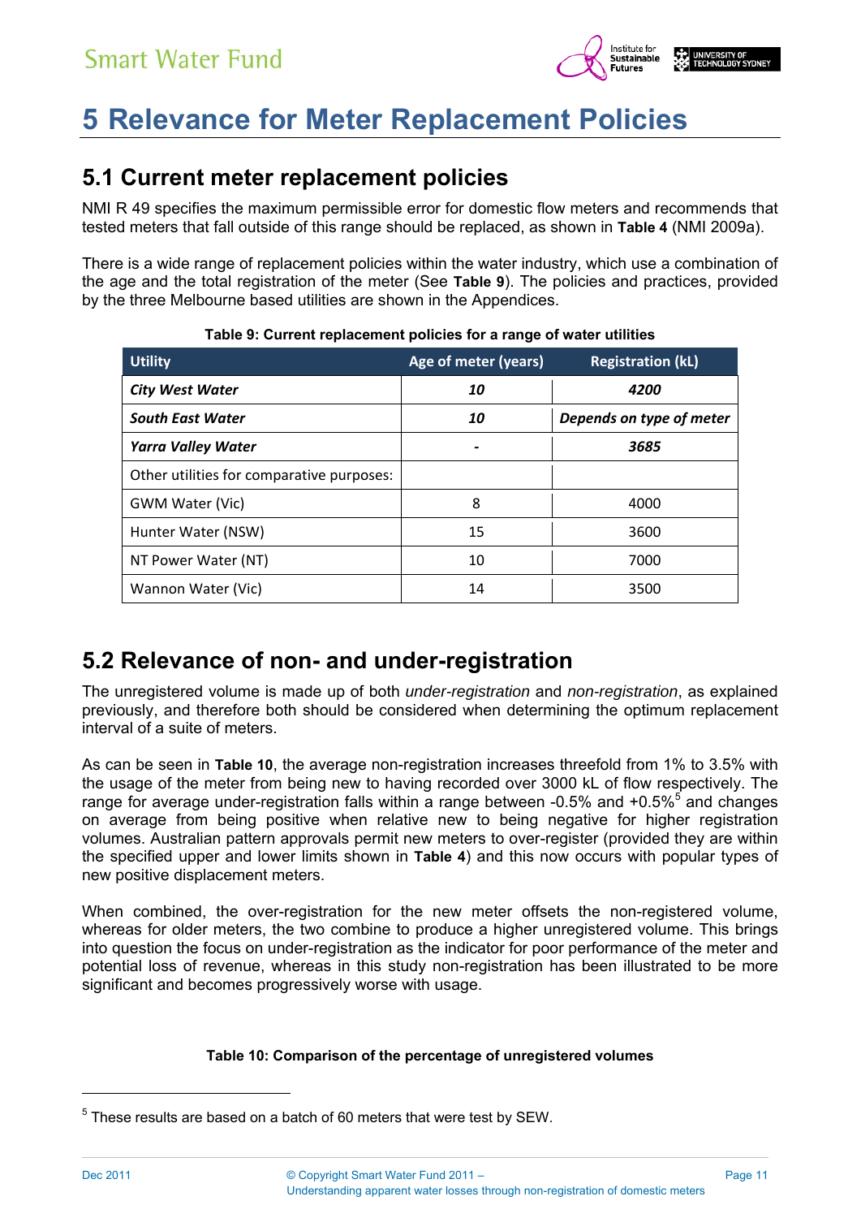# 5 Relevance for Meter Replacement Policies

## 5.1 Current meter replacement policies

NMI R 49 specifies the maximum permissible error for domestic flow meters and recommends that tested meters that fall outside of this range should be replaced, as shown in **Table 4** (NMI 2009a).

There is a wide range of replacement policies within the water industry, which use a combination of the age and the total registration of the meter (See **Table 9**). The policies and practices, provided by the three Melbourne based utilities are shown in the Appendices.

**Table 9: Current replacement policies for a range of water utilities**

| Utility | Age of meter (years) | Registration (kL) |
|---|---|---|
| ***City West Water*** | ***10*** | ***4200*** |
| ***South East Water*** | ***10*** | ***Depends on type of meter*** |
| ***Yarra Valley Water*** | ***-*** | ***3685*** |
| Other utilities for comparative purposes: | | |
| GWM Water (Vic) | 8 | 4000 |
| Hunter Water (NSW) | 15 | 3600 |
| NT Power Water (NT) | 10 | 7000 |
| Wannon Water (Vic) | 14 | 3500 |

## 5.2 Relevance of non- and under-registration

The unregistered volume is made up of both *under-registration* and *non-registration*, as explained previously, and therefore both should be considered when determining the optimum replacement interval of a suite of meters.

As can be seen in **Table 10**, the average non-registration increases threefold from 1% to 3.5% with the usage of the meter from being new to having recorded over 3000 kL of flow respectively. The range for average under-registration falls within a range between -0.5% and +0.5%[5] and changes on average from being positive when relative new to being negative for higher registration volumes. Australian pattern approvals permit new meters to over-register (provided they are within the specified upper and lower limits shown in **Table 4**) and this now occurs with popular types of new positive displacement meters.

When combined, the over-registration for the new meter offsets the non-registered volume, whereas for older meters, the two combine to produce a higher unregistered volume. This brings into question the focus on under-registration as the indicator for poor performance of the meter and potential loss of revenue, whereas in this study non-registration has been illustrated to be more significant and becomes progressively worse with usage.

**Table 10: Comparison of the percentage of unregistered volumes**

[5] These results are based on a batch of 60 meters that were test by SEW.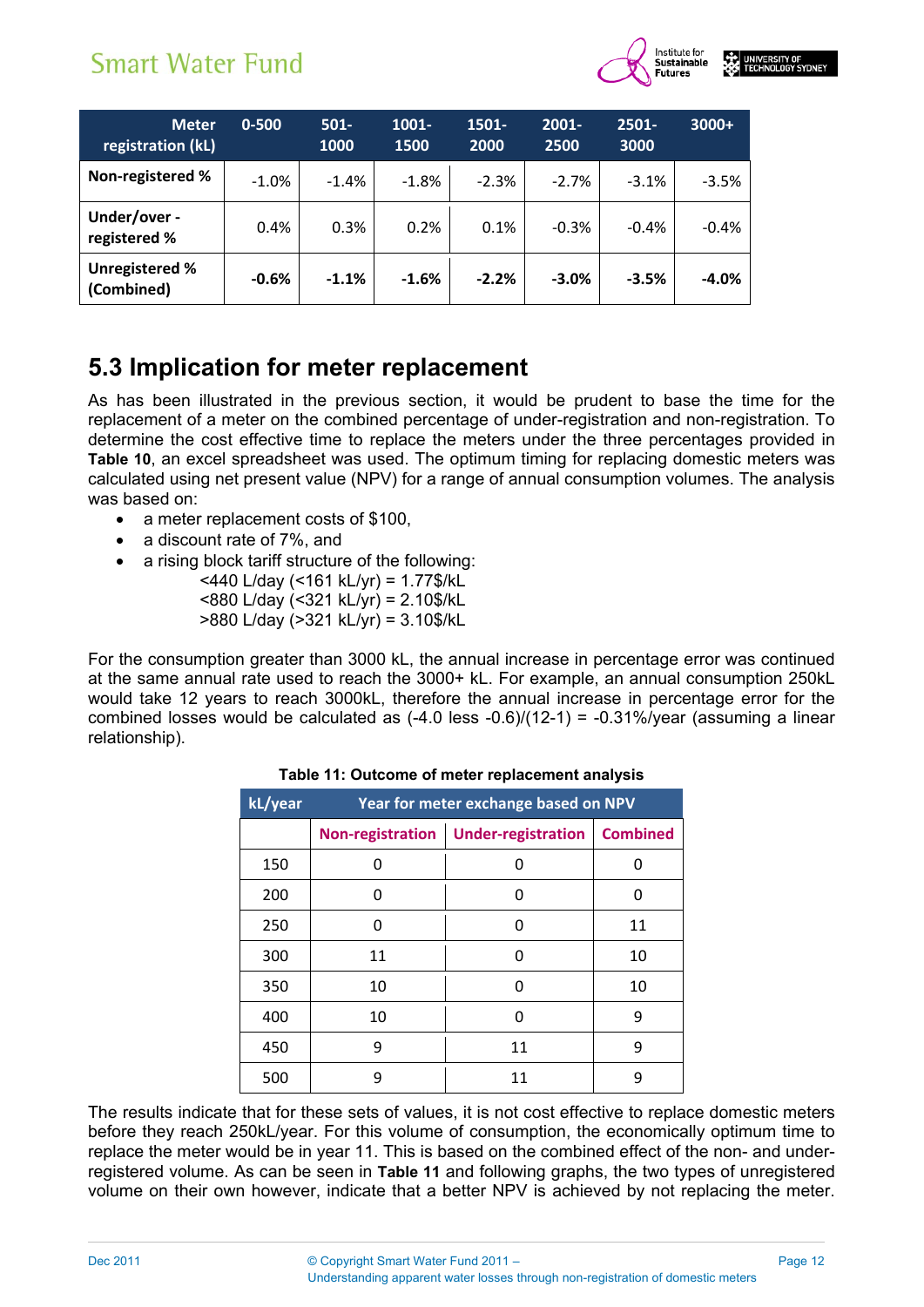| Meter registration (kL) | 0-500 | 501-1000 | 1001-1500 | 1501-2000 | 2001-2500 | 2501-3000 | 3000+ |
|---|---|---|---|---|---|---|---|
| **Non-registered %** | -1.0% | -1.4% | -1.8% | -2.3% | -2.7% | -3.1% | -3.5% |
| **Under/over - registered %** | 0.4% | 0.3% | 0.2% | 0.1% | -0.3% | -0.4% | -0.4% |
| **Unregistered % (Combined)** | **-0.6%** | **-1.1%** | **-1.6%** | **-2.2%** | **-3.0%** | **-3.5%** | **-4.0%** |

## 5.3 Implication for meter replacement

As has been illustrated in the previous section, it would be prudent to base the time for the replacement of a meter on the combined percentage of under-registration and non-registration. To determine the cost effective time to replace the meters under the three percentages provided in **Table 10**, an excel spreadsheet was used. The optimum timing for replacing domestic meters was calculated using net present value (NPV) for a range of annual consumption volumes. The analysis was based on:

- a meter replacement costs of $100,
- a discount rate of 7%, and
- a rising block tariff structure of the following:
  <440 L/day (<161 kL/yr) = 1.77$/kL
  <880 L/day (<321 kL/yr) = 2.10$/kL
  >880 L/day (>321 kL/yr) = 3.10$/kL

For the consumption greater than 3000 kL, the annual increase in percentage error was continued at the same annual rate used to reach the 3000+ kL. For example, an annual consumption 250kL would take 12 years to reach 3000kL, therefore the annual increase in percentage error for the combined losses would be calculated as (-4.0 less -0.6)/(12-1) = -0.31%/year (assuming a linear relationship).

**Table 11: Outcome of meter replacement analysis**

| kL/year | Year for meter exchange based on NPV | | |
|---|---|---|---|
| | Non-registration | Under-registration | Combined |
| 150 | 0 | 0 | 0 |
| 200 | 0 | 0 | 0 |
| 250 | 0 | 0 | 11 |
| 300 | 11 | 0 | 10 |
| 350 | 10 | 0 | 10 |
| 400 | 10 | 0 | 9 |
| 450 | 9 | 11 | 9 |
| 500 | 9 | 11 | 9 |

The results indicate that for these sets of values, it is not cost effective to replace domestic meters before they reach 250kL/year. For this volume of consumption, the economically optimum time to replace the meter would be in year 11. This is based on the combined effect of the non- and under-registered volume. As can be seen in **Table 11** and following graphs, the two types of unregistered volume on their own however, indicate that a better NPV is achieved by not replacing the meter.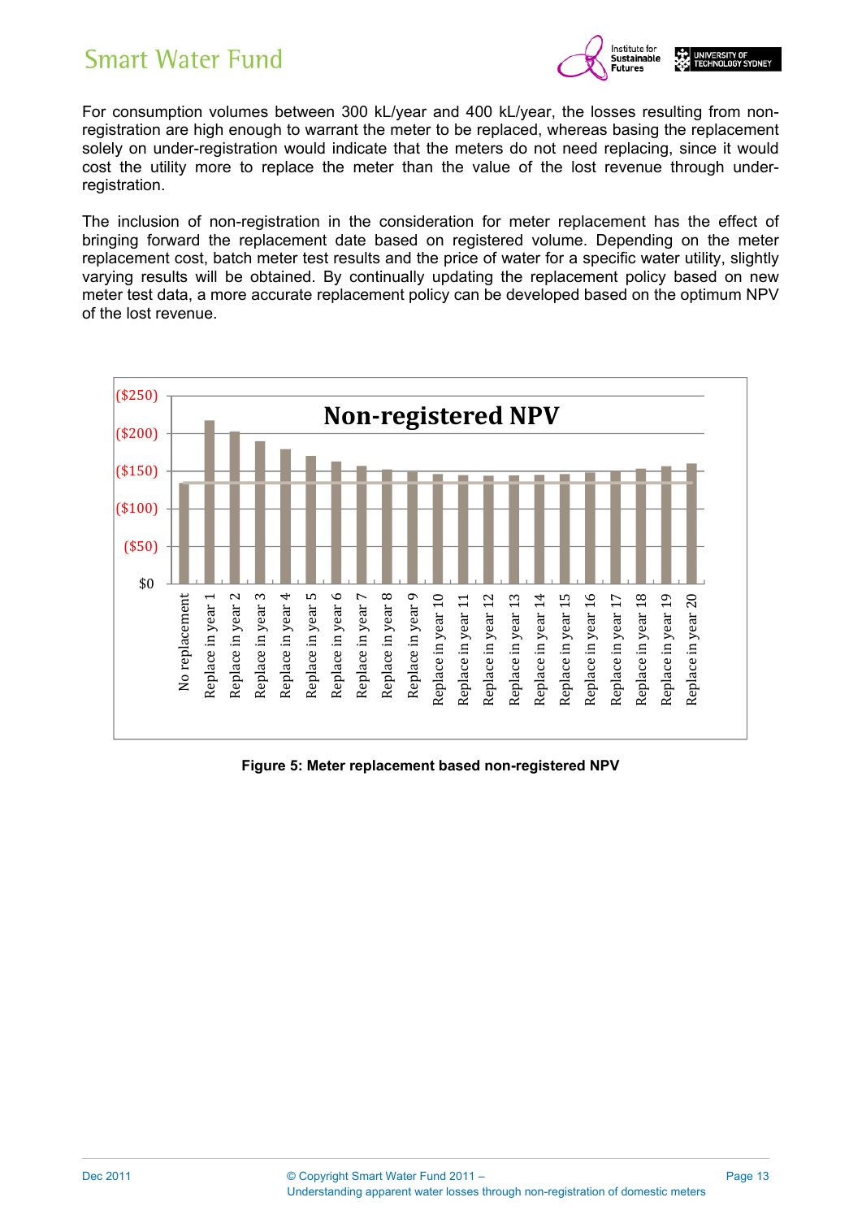For consumption volumes between 300 kL/year and 400 kL/year, the losses resulting from non-registration are high enough to warrant the meter to be replaced, whereas basing the replacement solely on under-registration would indicate that the meters do not need replacing, since it would cost the utility more to replace the meter than the value of the lost revenue through under-registration.

The inclusion of non-registration in the consideration for meter replacement has the effect of bringing forward the replacement date based on registered volume. Depending on the meter replacement cost, batch meter test results and the price of water for a specific water utility, slightly varying results will be obtained. By continually updating the replacement policy based on new meter test data, a more accurate replacement policy can be developed based on the optimum NPV of the lost revenue.

**Figure 5: Meter replacement based non-registered NPV**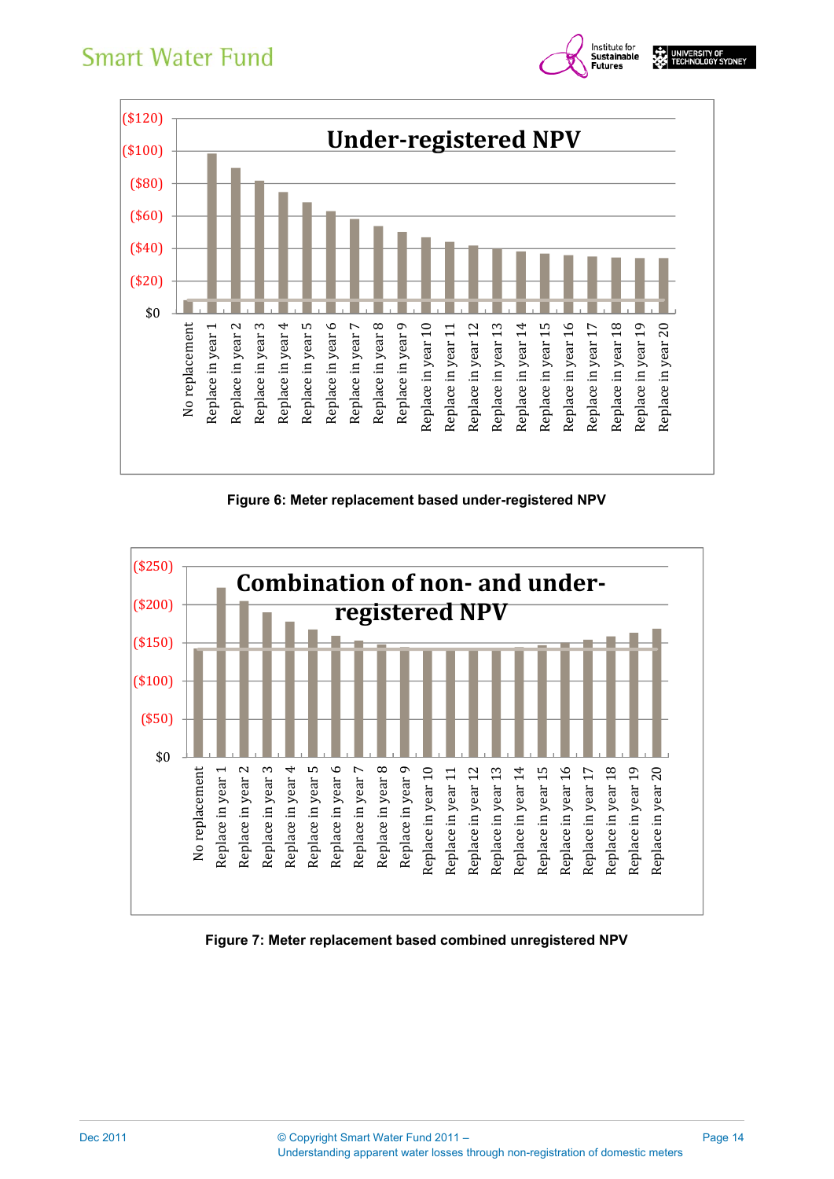Figure 6: Meter replacement based under-registered NPV

Figure 7: Meter replacement based combined unregistered NPV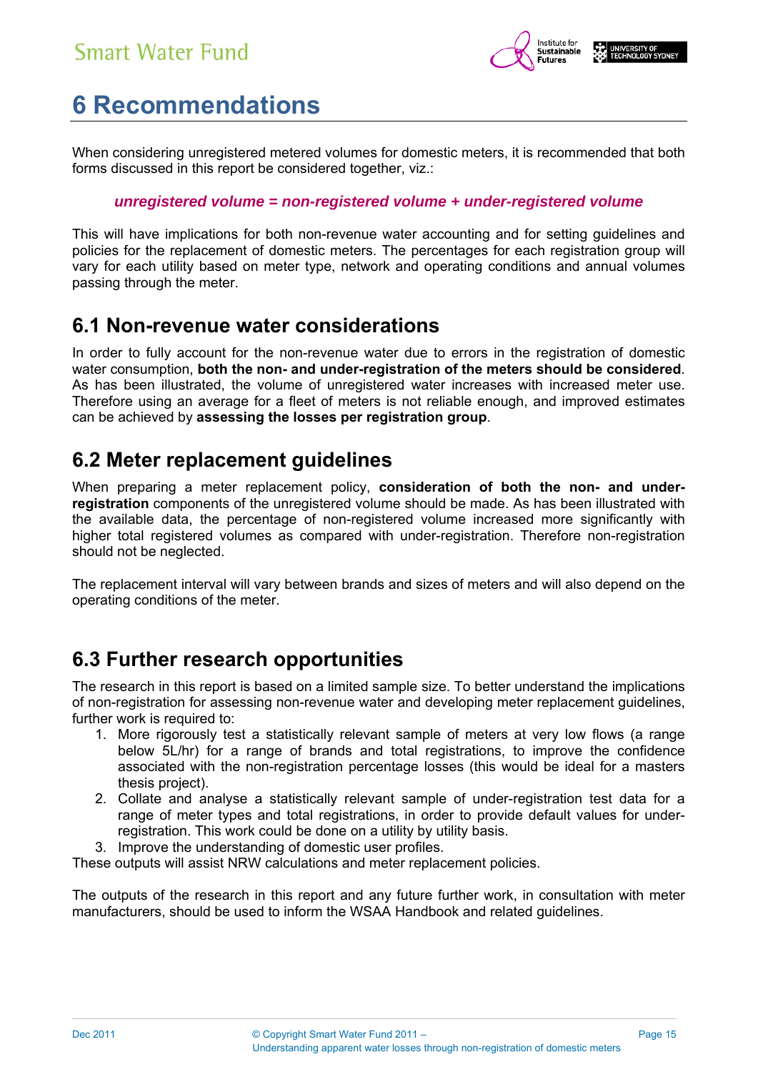# 6 Recommendations

When considering unregistered metered volumes for domestic meters, it is recommended that both forms discussed in this report be considered together, viz.:

***unregistered volume = non-registered volume + under-registered volume***

This will have implications for both non-revenue water accounting and for setting guidelines and policies for the replacement of domestic meters. The percentages for each registration group will vary for each utility based on meter type, network and operating conditions and annual volumes passing through the meter.

## 6.1 Non-revenue water considerations

In order to fully account for the non-revenue water due to errors in the registration of domestic water consumption, **both the non- and under-registration of the meters should be considered**. As has been illustrated, the volume of unregistered water increases with increased meter use. Therefore using an average for a fleet of meters is not reliable enough, and improved estimates can be achieved by **assessing the losses per registration group**.

## 6.2 Meter replacement guidelines

When preparing a meter replacement policy, **consideration of both the non- and under-registration** components of the unregistered volume should be made. As has been illustrated with the available data, the percentage of non-registered volume increased more significantly with higher total registered volumes as compared with under-registration. Therefore non-registration should not be neglected.

The replacement interval will vary between brands and sizes of meters and will also depend on the operating conditions of the meter.

## 6.3 Further research opportunities

The research in this report is based on a limited sample size. To better understand the implications of non-registration for assessing non-revenue water and developing meter replacement guidelines, further work is required to:

1. More rigorously test a statistically relevant sample of meters at very low flows (a range below 5L/hr) for a range of brands and total registrations, to improve the confidence associated with the non-registration percentage losses (this would be ideal for a masters thesis project).
2. Collate and analyse a statistically relevant sample of under-registration test data for a range of meter types and total registrations, in order to provide default values for under-registration. This work could be done on a utility by utility basis.
3. Improve the understanding of domestic user profiles.

These outputs will assist NRW calculations and meter replacement policies.

The outputs of the research in this report and any future further work, in consultation with meter manufacturers, should be used to inform the WSAA Handbook and related guidelines.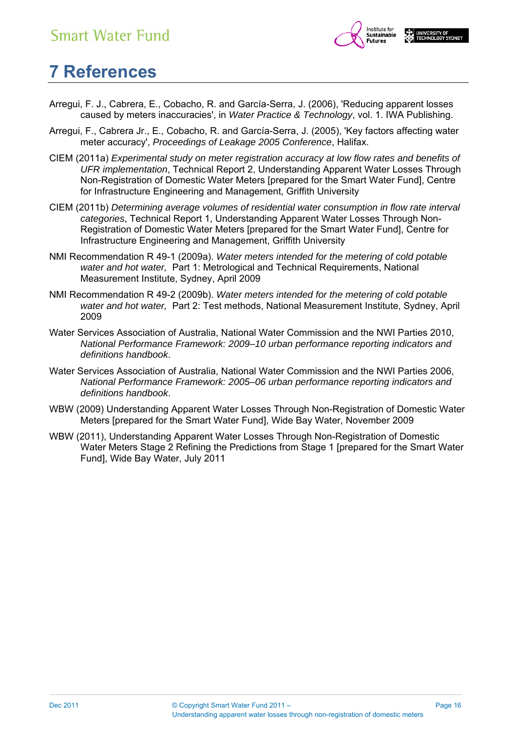# 7 References

Arregui, F. J., Cabrera, E., Cobacho, R. and García-Serra, J. (2006), 'Reducing apparent losses caused by meters inaccuracies', in *Water Practice & Technology*, vol. 1. IWA Publishing.

Arregui, F., Cabrera Jr., E., Cobacho, R. and García-Serra, J. (2005), 'Key factors affecting water meter accuracy', *Proceedings of Leakage 2005 Conference*, Halifax.

CIEM (2011a) *Experimental study on meter registration accuracy at low flow rates and benefits of UFR implementation*, Technical Report 2, Understanding Apparent Water Losses Through Non-Registration of Domestic Water Meters [prepared for the Smart Water Fund], Centre for Infrastructure Engineering and Management, Griffith University

CIEM (2011b) *Determining average volumes of residential water consumption in flow rate interval categories*, Technical Report 1, Understanding Apparent Water Losses Through Non-Registration of Domestic Water Meters [prepared for the Smart Water Fund], Centre for Infrastructure Engineering and Management, Griffith University

NMI Recommendation R 49-1 (2009a). *Water meters intended for the metering of cold potable water and hot water,* Part 1: Metrological and Technical Requirements, National Measurement Institute, Sydney, April 2009

NMI Recommendation R 49-2 (2009b). *Water meters intended for the metering of cold potable water and hot water,* Part 2: Test methods, National Measurement Institute, Sydney, April 2009

Water Services Association of Australia, National Water Commission and the NWI Parties 2010, *National Performance Framework: 2009–10 urban performance reporting indicators and definitions handbook*.

Water Services Association of Australia, National Water Commission and the NWI Parties 2006, *National Performance Framework: 2005–06 urban performance reporting indicators and definitions handbook*.

WBW (2009) Understanding Apparent Water Losses Through Non-Registration of Domestic Water Meters [prepared for the Smart Water Fund], Wide Bay Water, November 2009

WBW (2011), Understanding Apparent Water Losses Through Non-Registration of Domestic Water Meters Stage 2 Refining the Predictions from Stage 1 [prepared for the Smart Water Fund], Wide Bay Water, July 2011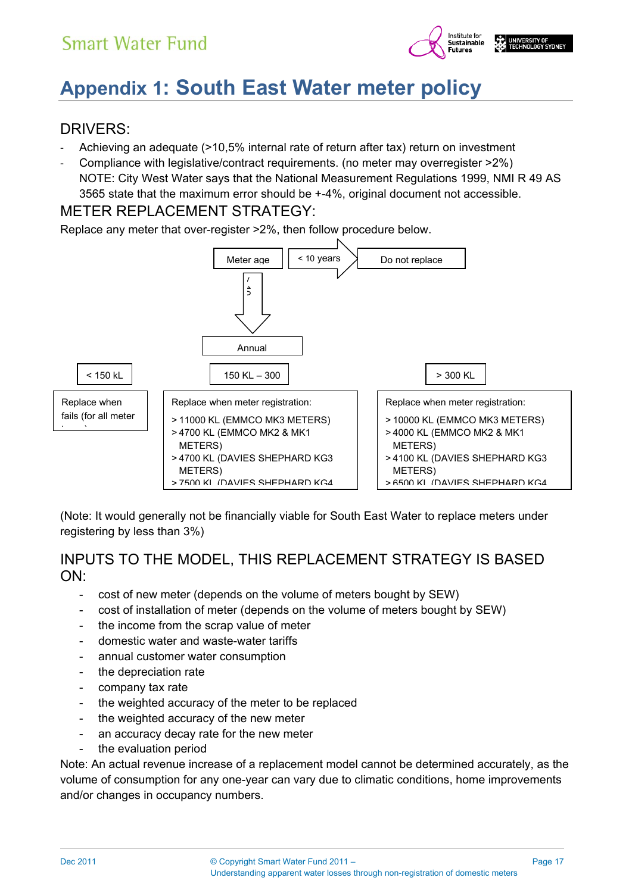# Appendix 1: South East Water meter policy

## DRIVERS:

- Achieving an adequate (>10,5% internal rate of return after tax) return on investment
- Compliance with legislative/contract requirements. (no meter may overregister >2%)
  NOTE: City West Water says that the National Measurement Regulations 1999, NMI R 49 AS 3565 state that the maximum error should be +-4%, original document not accessible.

## METER REPLACEMENT STRATEGY:

Replace any meter that over-register >2%, then follow procedure below.

Meter age → < 10 years → Do not replace

Meter age → > 10 years → Annual

| < 150 kL | 150 KL – 300 | > 300 KL |
|---|---|---|
| Replace when fails (for all meter types) | Replace when meter registration:<br>> 11000 KL (EMMCO MK3 METERS)<br>> 4700 KL (EMMCO MK2 & MK1 METERS)<br>> 4700 KL (DAVIES SHEPHARD KG3 METERS)<br>> 7500 KL (DAVIES SHEPHARD KG4 | Replace when meter registration:<br>> 10000 KL (EMMCO MK3 METERS)<br>> 4000 KL (EMMCO MK2 & MK1 METERS)<br>> 4100 KL (DAVIES SHEPHARD KG3 METERS)<br>> 6500 KL (DAVIES SHEPHARD KG4 |

(Note: It would generally not be financially viable for South East Water to replace meters under registering by less than 3%)

## INPUTS TO THE MODEL, THIS REPLACEMENT STRATEGY IS BASED ON:

- cost of new meter (depends on the volume of meters bought by SEW)
- cost of installation of meter (depends on the volume of meters bought by SEW)
- the income from the scrap value of meter
- domestic water and waste-water tariffs
- annual customer water consumption
- the depreciation rate
- company tax rate
- the weighted accuracy of the meter to be replaced
- the weighted accuracy of the new meter
- an accuracy decay rate for the new meter
- the evaluation period

Note: An actual revenue increase of a replacement model cannot be determined accurately, as the volume of consumption for any one-year can vary due to climatic conditions, home improvements and/or changes in occupancy numbers.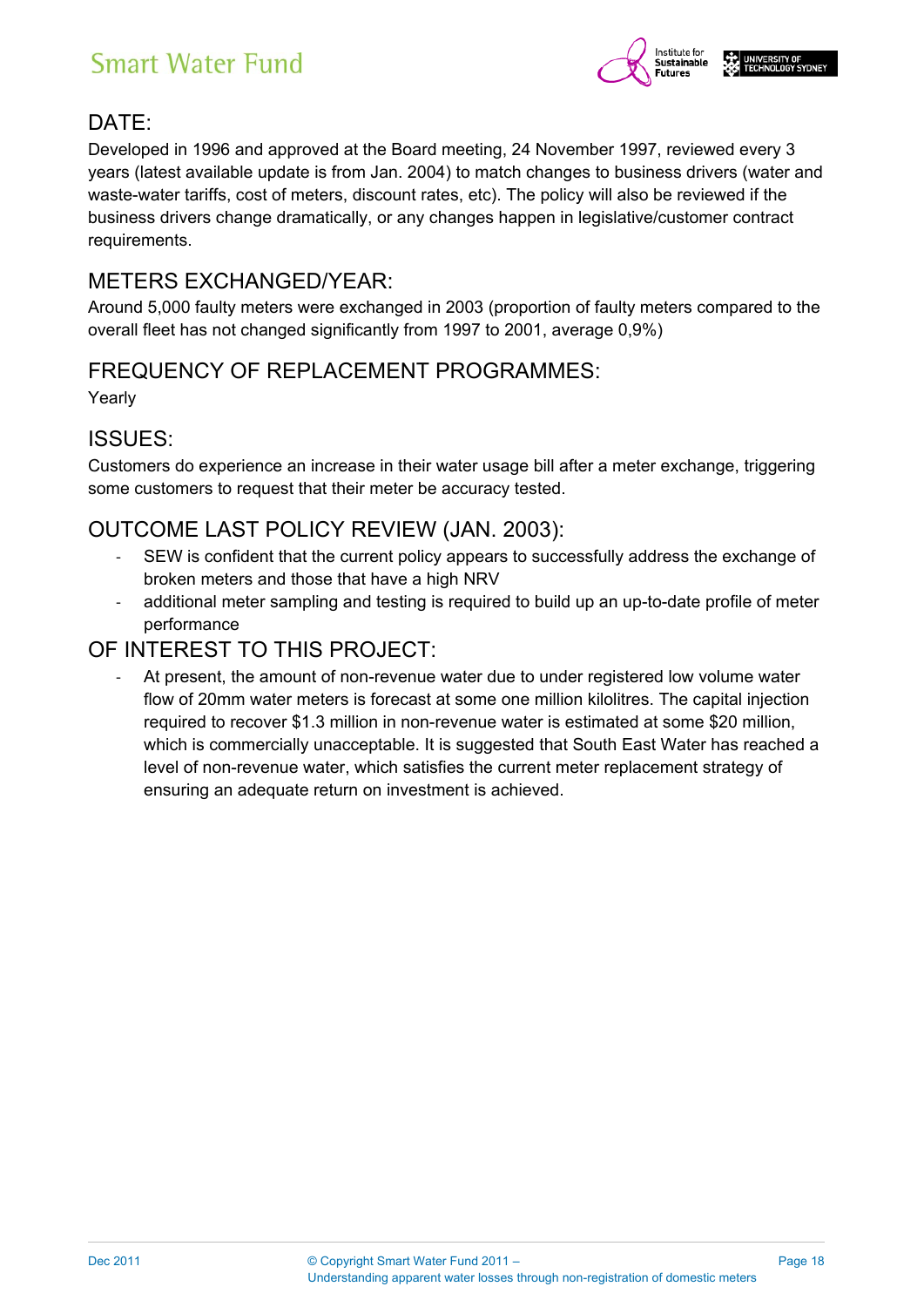## DATE:

Developed in 1996 and approved at the Board meeting, 24 November 1997, reviewed every 3 years (latest available update is from Jan. 2004) to match changes to business drivers (water and waste-water tariffs, cost of meters, discount rates, etc). The policy will also be reviewed if the business drivers change dramatically, or any changes happen in legislative/customer contract requirements.

## METERS EXCHANGED/YEAR:

Around 5,000 faulty meters were exchanged in 2003 (proportion of faulty meters compared to the overall fleet has not changed significantly from 1997 to 2001, average 0,9%)

## FREQUENCY OF REPLACEMENT PROGRAMMES:

Yearly

## ISSUES:

Customers do experience an increase in their water usage bill after a meter exchange, triggering some customers to request that their meter be accuracy tested.

## OUTCOME LAST POLICY REVIEW (JAN. 2003):

- SEW is confident that the current policy appears to successfully address the exchange of broken meters and those that have a high NRV
- additional meter sampling and testing is required to build up an up-to-date profile of meter performance

## OF INTEREST TO THIS PROJECT:

- At present, the amount of non-revenue water due to under registered low volume water flow of 20mm water meters is forecast at some one million kilolitres. The capital injection required to recover $1.3 million in non-revenue water is estimated at some $20 million, which is commercially unacceptable. It is suggested that South East Water has reached a level of non-revenue water, which satisfies the current meter replacement strategy of ensuring an adequate return on investment is achieved.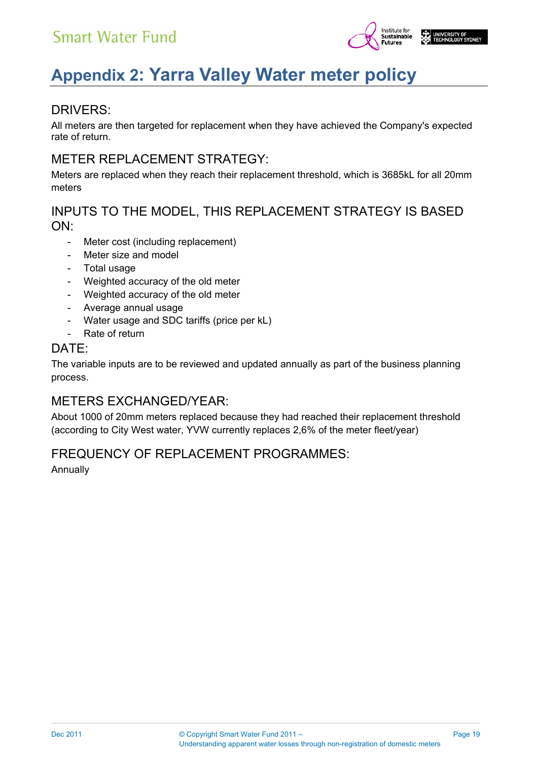# Appendix 2: Yarra Valley Water meter policy

## DRIVERS:

All meters are then targeted for replacement when they have achieved the Company's expected rate of return.

## METER REPLACEMENT STRATEGY:

Meters are replaced when they reach their replacement threshold, which is 3685kL for all 20mm meters

## INPUTS TO THE MODEL, THIS REPLACEMENT STRATEGY IS BASED ON:

- Meter cost (including replacement)
- Meter size and model
- Total usage
- Weighted accuracy of the old meter
- Weighted accuracy of the old meter
- Average annual usage
- Water usage and SDC tariffs (price per kL)
- Rate of return

## DATE:

The variable inputs are to be reviewed and updated annually as part of the business planning process.

## METERS EXCHANGED/YEAR:

About 1000 of 20mm meters replaced because they had reached their replacement threshold (according to City West water, YVW currently replaces 2,6% of the meter fleet/year)

## FREQUENCY OF REPLACEMENT PROGRAMMES:

Annually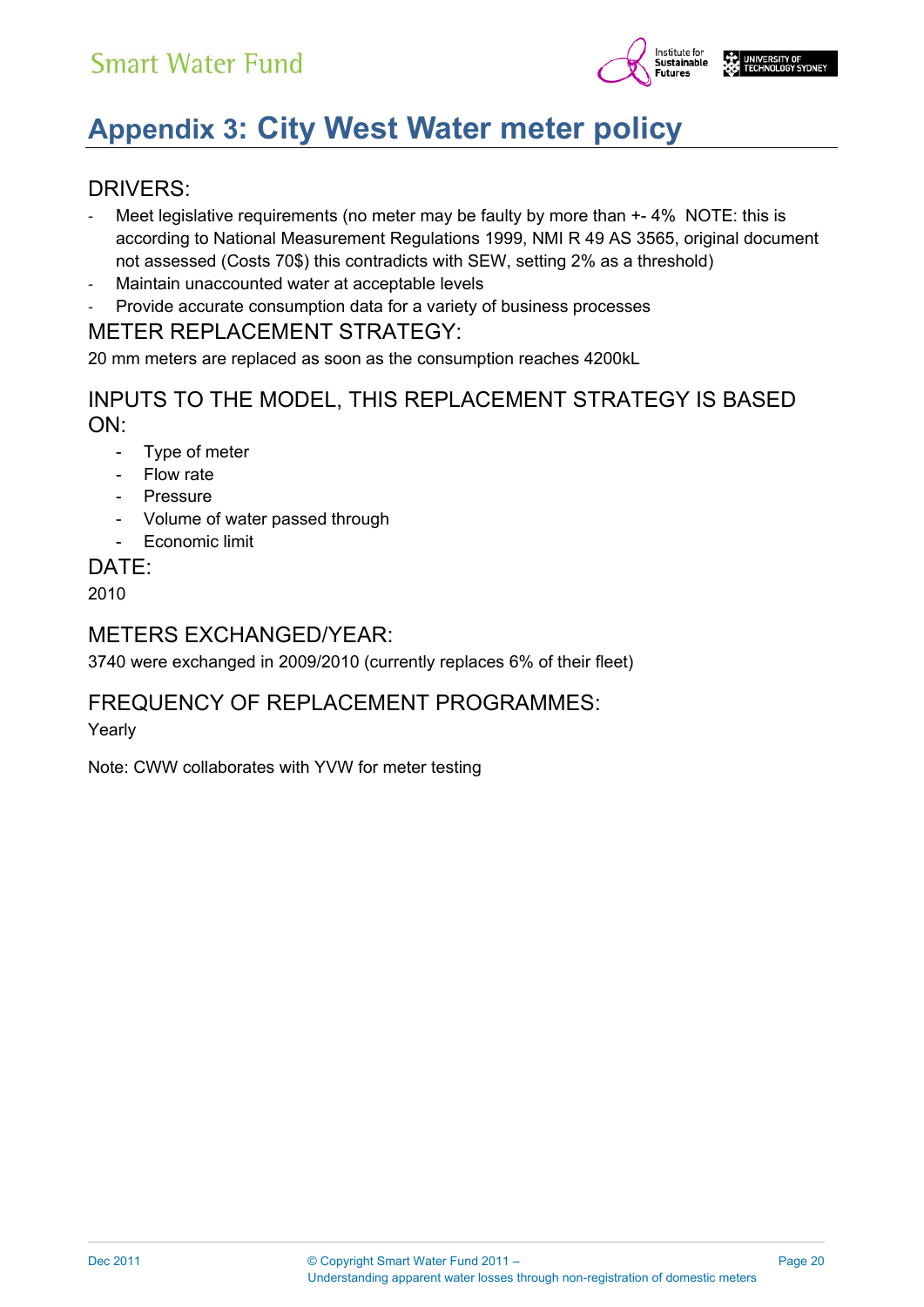# Appendix 3: City West Water meter policy

## DRIVERS:

- Meet legislative requirements (no meter may be faulty by more than +- 4%  NOTE: this is according to National Measurement Regulations 1999, NMI R 49 AS 3565, original document not assessed (Costs 70$) this contradicts with SEW, setting 2% as a threshold)
- Maintain unaccounted water at acceptable levels
- Provide accurate consumption data for a variety of business processes

## METER REPLACEMENT STRATEGY:

20 mm meters are replaced as soon as the consumption reaches 4200kL

## INPUTS TO THE MODEL, THIS REPLACEMENT STRATEGY IS BASED ON:

- Type of meter
- Flow rate
- Pressure
- Volume of water passed through
- Economic limit

## DATE:

2010

## METERS EXCHANGED/YEAR:

3740 were exchanged in 2009/2010 (currently replaces 6% of their fleet)

## FREQUENCY OF REPLACEMENT PROGRAMMES:

Yearly

Note: CWW collaborates with YVW for meter testing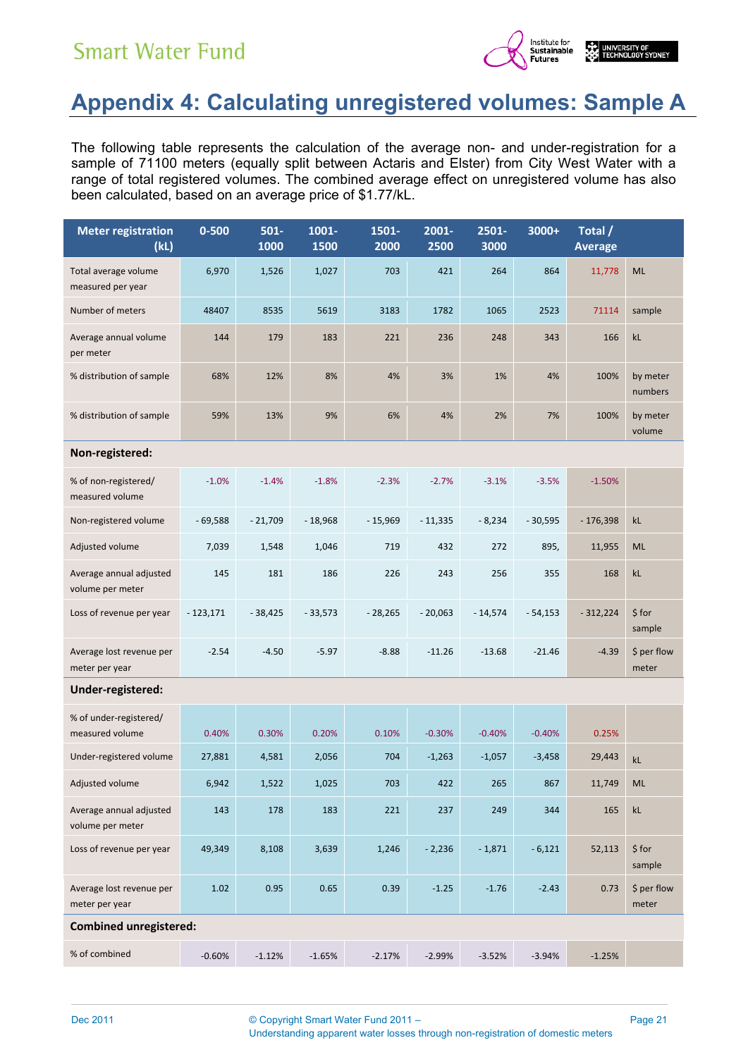# Appendix 4: Calculating unregistered volumes: Sample A

The following table represents the calculation of the average non- and under-registration for a sample of 71100 meters (equally split between Actaris and Elster) from City West Water with a range of total registered volumes. The combined average effect on unregistered volume has also been calculated, based on an average price of $1.77/kL.

| Meter registration (kL) | 0-500 | 501-1000 | 1001-1500 | 1501-2000 | 2001-2500 | 2501-3000 | 3000+ | Total / Average | |
|---|---|---|---|---|---|---|---|---|---|
| Total average volume measured per year | 6,970 | 1,526 | 1,027 | 703 | 421 | 264 | 864 | 11,778 | ML |
| Number of meters | 48407 | 8535 | 5619 | 3183 | 1782 | 1065 | 2523 | 71114 | sample |
| Average annual volume per meter | 144 | 179 | 183 | 221 | 236 | 248 | 343 | 166 | kL |
| % distribution of sample | 68% | 12% | 8% | 4% | 3% | 1% | 4% | 100% | by meter numbers |
| % distribution of sample | 59% | 13% | 9% | 6% | 4% | 2% | 7% | 100% | by meter volume |
| **Non-registered:** | | | | | | | | | |
| % of non-registered/ measured volume | -1.0% | -1.4% | -1.8% | -2.3% | -2.7% | -3.1% | -3.5% | -1.50% | |
| Non-registered volume | - 69,588 | - 21,709 | - 18,968 | - 15,969 | - 11,335 | - 8,234 | - 30,595 | - 176,398 | kL |
| Adjusted volume | 7,039 | 1,548 | 1,046 | 719 | 432 | 272 | 895, | 11,955 | ML |
| Average annual adjusted volume per meter | 145 | 181 | 186 | 226 | 243 | 256 | 355 | 168 | kL |
| Loss of revenue per year | - 123,171 | - 38,425 | - 33,573 | - 28,265 | - 20,063 | - 14,574 | - 54,153 | - 312,224 | $ for sample |
| Average lost revenue per meter per year | -2.54 | -4.50 | -5.97 | -8.88 | -11.26 | -13.68 | -21.46 | -4.39 | $ per flow meter |
| **Under-registered:** | | | | | | | | | |
| % of under-registered/ measured volume | 0.40% | 0.30% | 0.20% | 0.10% | -0.30% | -0.40% | -0.40% | 0.25% | |
| Under-registered volume | 27,881 | 4,581 | 2,056 | 704 | -1,263 | -1,057 | -3,458 | 29,443 | kL |
| Adjusted volume | 6,942 | 1,522 | 1,025 | 703 | 422 | 265 | 867 | 11,749 | ML |
| Average annual adjusted volume per meter | 143 | 178 | 183 | 221 | 237 | 249 | 344 | 165 | kL |
| Loss of revenue per year | 49,349 | 8,108 | 3,639 | 1,246 | - 2,236 | - 1,871 | - 6,121 | 52,113 | $ for sample |
| Average lost revenue per meter per year | 1.02 | 0.95 | 0.65 | 0.39 | -1.25 | -1.76 | -2.43 | 0.73 | $ per flow meter |
| **Combined unregistered:** | | | | | | | | | |
| % of combined | -0.60% | -1.12% | -1.65% | -2.17% | -2.99% | -3.52% | -3.94% | -1.25% | |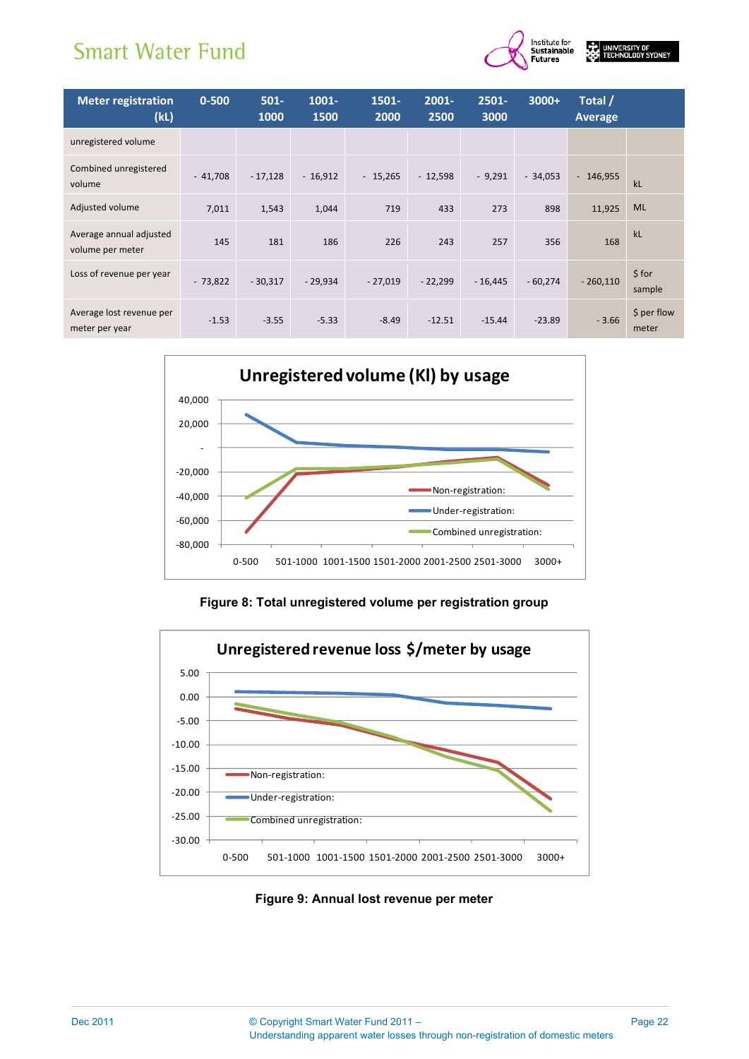| Meter registration (kL) | 0-500 | 501-1000 | 1001-1500 | 1501-2000 | 2001-2500 | 2501-3000 | 3000+ | Total / Average | |
|---|---|---|---|---|---|---|---|---|---|
| unregistered volume | | | | | | | | | |
| Combined unregistered volume | - 41,708 | - 17,128 | - 16,912 | - 15,265 | - 12,598 | - 9,291 | - 34,053 | - 146,955 | kL |
| Adjusted volume | 7,011 | 1,543 | 1,044 | 719 | 433 | 273 | 898 | 11,925 | ML |
| Average annual adjusted volume per meter | 145 | 181 | 186 | 226 | 243 | 257 | 356 | 168 | kL |
| Loss of revenue per year | - 73,822 | - 30,317 | - 29,934 | - 27,019 | - 22,299 | - 16,445 | - 60,274 | - 260,110 | $ for sample |
| Average lost revenue per meter per year | -1.53 | -3.55 | -5.33 | -8.49 | -12.51 | -15.44 | -23.89 | - 3.66 | $ per flow meter |

**Figure 8: Total unregistered volume per registration group**

**Figure 9: Annual lost revenue per meter**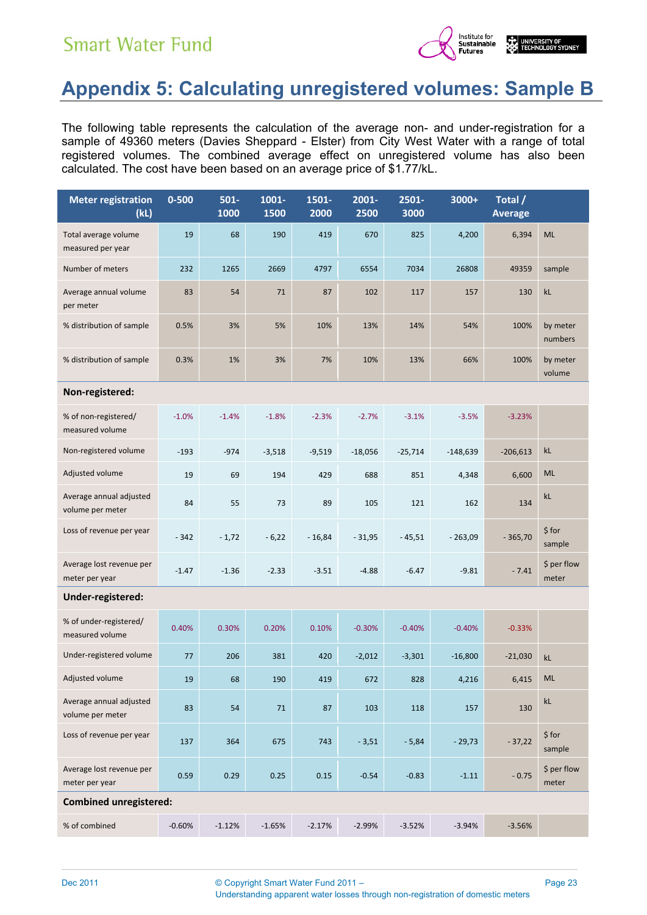# Appendix 5: Calculating unregistered volumes: Sample B

The following table represents the calculation of the average non- and under-registration for a sample of 49360 meters (Davies Sheppard - Elster) from City West Water with a range of total registered volumes. The combined average effect on unregistered volume has also been calculated. The cost have been based on an average price of $1.77/kL.

| Meter registration (kL) | 0-500 | 501-1000 | 1001-1500 | 1501-2000 | 2001-2500 | 2501-3000 | 3000+ | Total / Average | |
|---|---|---|---|---|---|---|---|---|---|
| Total average volume measured per year | 19 | 68 | 190 | 419 | 670 | 825 | 4,200 | 6,394 | ML |
| Number of meters | 232 | 1265 | 2669 | 4797 | 6554 | 7034 | 26808 | 49359 | sample |
| Average annual volume per meter | 83 | 54 | 71 | 87 | 102 | 117 | 157 | 130 | kL |
| % distribution of sample | 0.5% | 3% | 5% | 10% | 13% | 14% | 54% | 100% | by meter numbers |
| % distribution of sample | 0.3% | 1% | 3% | 7% | 10% | 13% | 66% | 100% | by meter volume |
| **Non-registered:** | | | | | | | | | |
| % of non-registered/ measured volume | -1.0% | -1.4% | -1.8% | -2.3% | -2.7% | -3.1% | -3.5% | -3.23% | |
| Non-registered volume | -193 | -974 | -3,518 | -9,519 | -18,056 | -25,714 | -148,639 | -206,613 | kL |
| Adjusted volume | 19 | 69 | 194 | 429 | 688 | 851 | 4,348 | 6,600 | ML |
| Average annual adjusted volume per meter | 84 | 55 | 73 | 89 | 105 | 121 | 162 | 134 | kL |
| Loss of revenue per year | - 342 | - 1,72 | - 6,22 | - 16,84 | - 31,95 | - 45,51 | - 263,09 | - 365,70 | $ for sample |
| Average lost revenue per meter per year | -1.47 | -1.36 | -2.33 | -3.51 | -4.88 | -6.47 | -9.81 | - 7.41 | $ per flow meter |
| **Under-registered:** | | | | | | | | | |
| % of under-registered/ measured volume | 0.40% | 0.30% | 0.20% | 0.10% | -0.30% | -0.40% | -0.40% | -0.33% | |
| Under-registered volume | 77 | 206 | 381 | 420 | -2,012 | -3,301 | -16,800 | -21,030 | kL |
| Adjusted volume | 19 | 68 | 190 | 419 | 672 | 828 | 4,216 | 6,415 | ML |
| Average annual adjusted volume per meter | 83 | 54 | 71 | 87 | 103 | 118 | 157 | 130 | kL |
| Loss of revenue per year | 137 | 364 | 675 | 743 | - 3,51 | - 5,84 | - 29,73 | - 37,22 | $ for sample |
| Average lost revenue per meter per year | 0.59 | 0.29 | 0.25 | 0.15 | -0.54 | -0.83 | -1.11 | - 0.75 | $ per flow meter |
| **Combined unregistered:** | | | | | | | | | |
| % of combined | -0.60% | -1.12% | -1.65% | -2.17% | -2.99% | -3.52% | -3.94% | -3.56% | |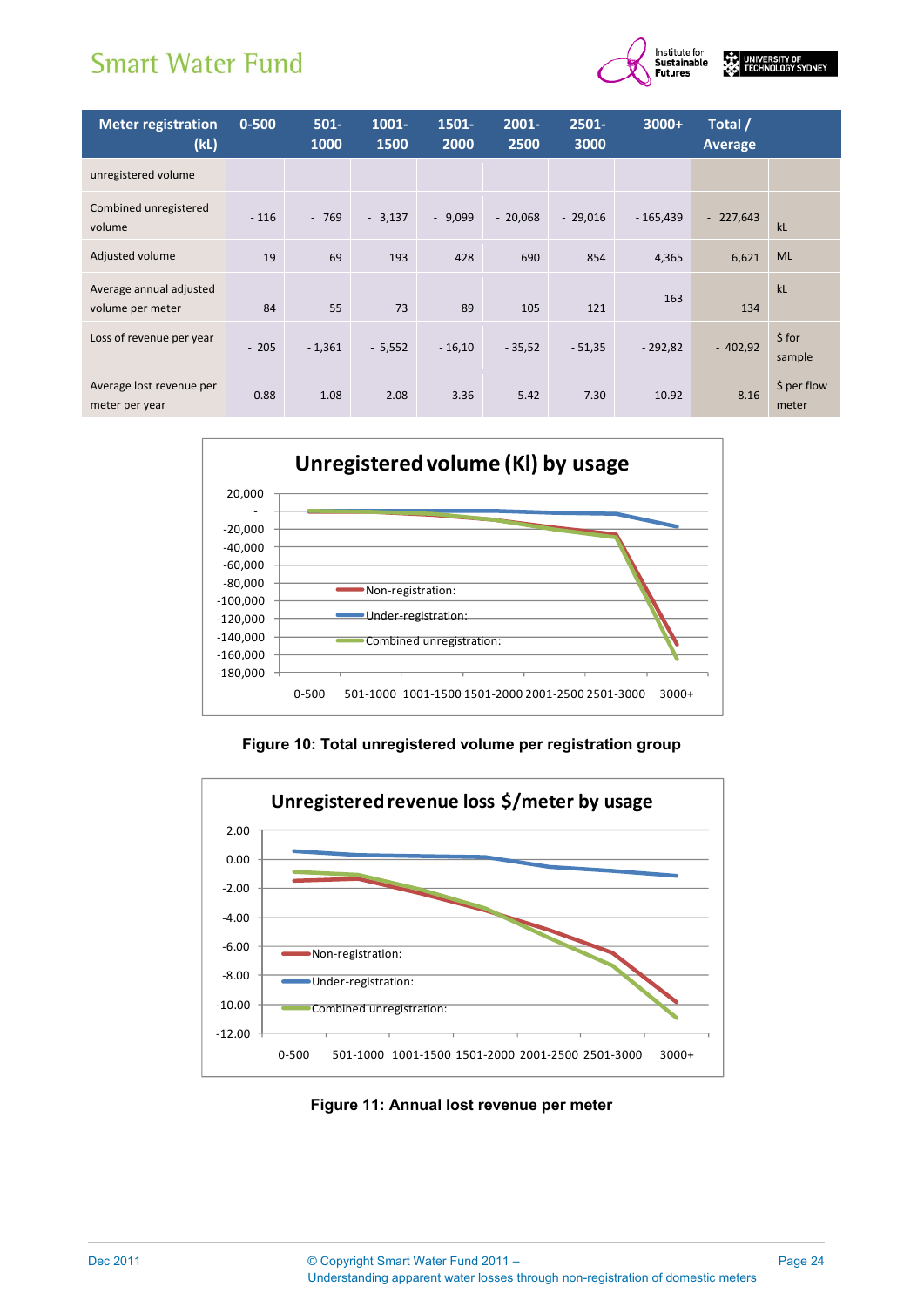| Meter registration (kL) | 0-500 | 501-1000 | 1001-1500 | 1501-2000 | 2001-2500 | 2501-3000 | 3000+ | Total / Average | |
|---|---|---|---|---|---|---|---|---|---|
| unregistered volume | | | | | | | | | |
| Combined unregistered volume | - 116 | - 769 | - 3,137 | - 9,099 | - 20,068 | - 29,016 | - 165,439 | - 227,643 | kL |
| Adjusted volume | 19 | 69 | 193 | 428 | 690 | 854 | 4,365 | 6,621 | ML |
| Average annual adjusted volume per meter | 84 | 55 | 73 | 89 | 105 | 121 | 163 | 134 | kL |
| Loss of revenue per year | - 205 | - 1,361 | - 5,552 | - 16,10 | - 35,52 | - 51,35 | - 292,82 | - 402,92 | $ for sample |
| Average lost revenue per meter per year | -0.88 | -1.08 | -2.08 | -3.36 | -5.42 | -7.30 | -10.92 | - 8.16 | $ per flow meter |

Unregistered volume (Kl) by usage

20,000
-
-20,000
-40,000
-60,000
-80,000
-100,000
-120,000
-140,000
-160,000
-180,000

0-500 501-1000 1001-1500 1501-2000 2001-2500 2501-3000 3000+

Non-registration:
Under-registration:
Combined unregistration:

**Figure 10: Total unregistered volume per registration group**

Unregistered revenue loss $/meter by usage

2.00
0.00
-2.00
-4.00
-6.00
-8.00
-10.00
-12.00

0-500 501-1000 1001-1500 1501-2000 2001-2500 2501-3000 3000+

Non-registration:
Under-registration:
Combined unregistration:

**Figure 11: Annual lost revenue per meter**